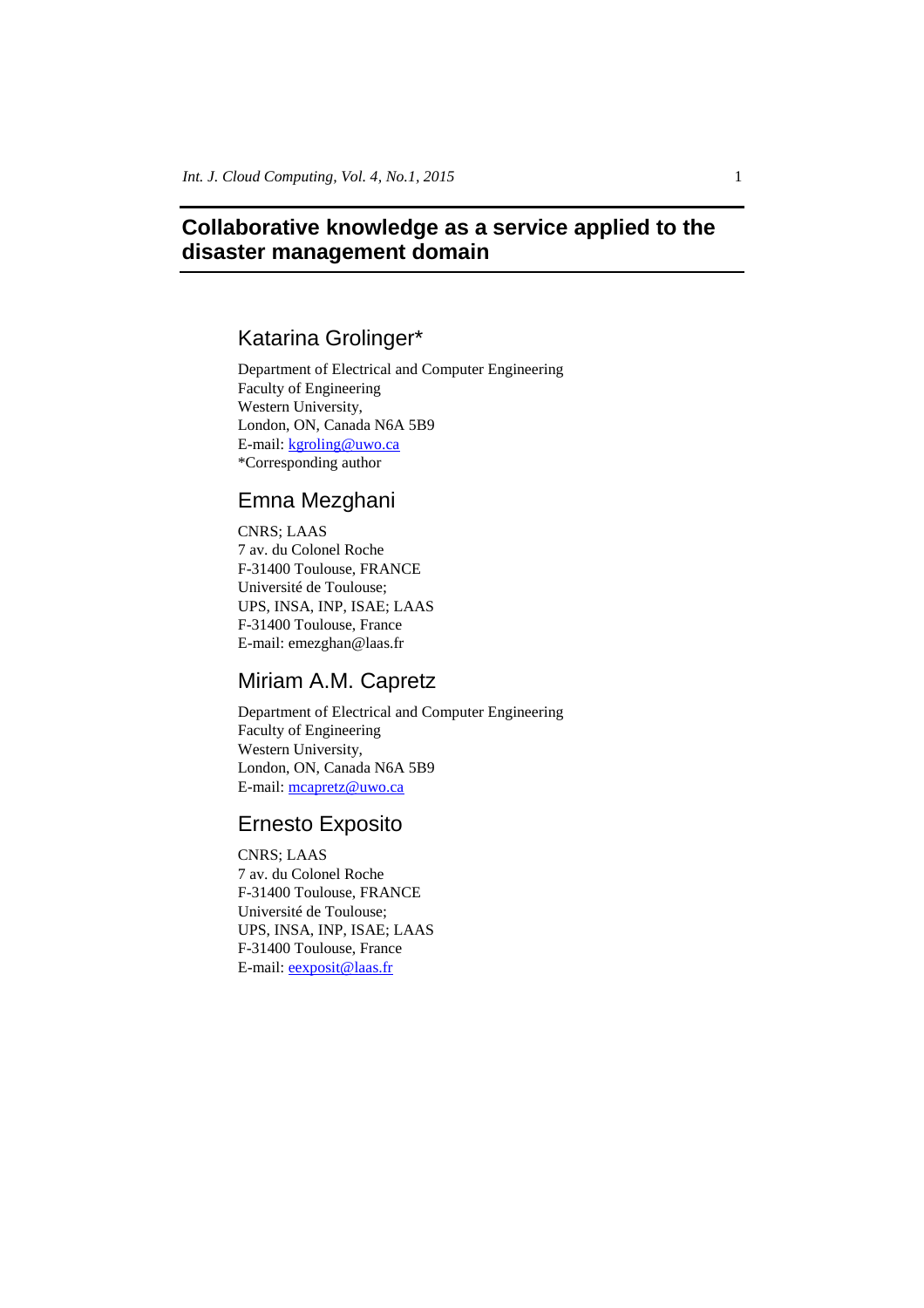# Collaborative knowledge as a service applied to the disaster management domain

## Katarina Grolinger*

Department of Electrical and Computer Engineering
Faculty of Engineering
Western University,
London, ON, Canada N6A 5B9
E-mail: kgroling@uwo.ca
*Corresponding author

## Emna Mezghani

CNRS; LAAS
7 av. du Colonel Roche
F-31400 Toulouse, FRANCE
Université de Toulouse;
UPS, INSA, INP, ISAE; LAAS
F-31400 Toulouse, France
E-mail: emezghan@laas.fr

## Miriam A.M. Capretz

Department of Electrical and Computer Engineering
Faculty of Engineering
Western University,
London, ON, Canada N6A 5B9
E-mail: mcapretz@uwo.ca

## Ernesto Exposito

CNRS; LAAS
7 av. du Colonel Roche
F-31400 Toulouse, FRANCE
Université de Toulouse;
UPS, INSA, INP, ISAE; LAAS
F-31400 Toulouse, France
E-mail: eexposit@laas.fr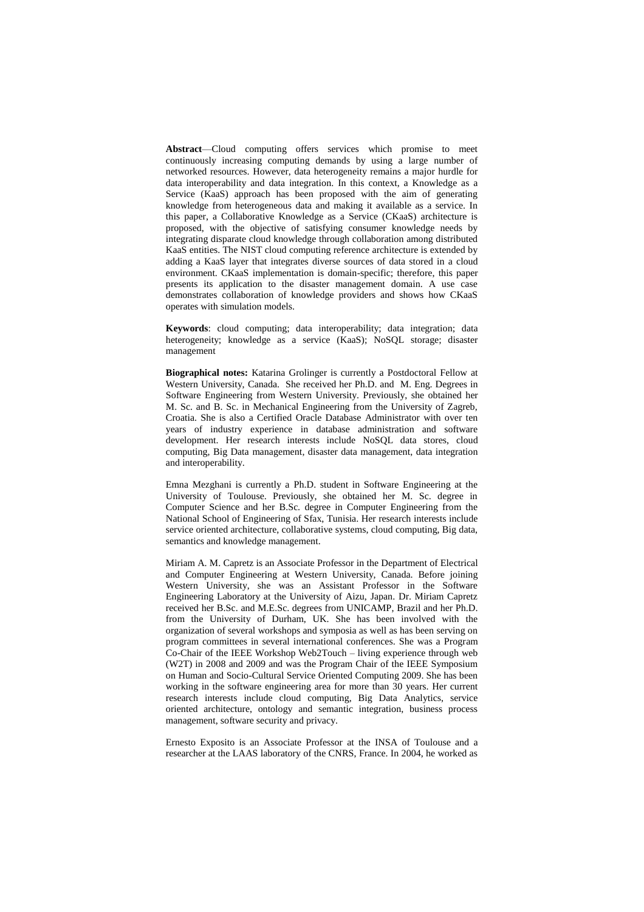**Abstract**—Cloud computing offers services which promise to meet continuously increasing computing demands by using a large number of networked resources. However, data heterogeneity remains a major hurdle for data interoperability and data integration. In this context, a Knowledge as a Service (KaaS) approach has been proposed with the aim of generating knowledge from heterogeneous data and making it available as a service. In this paper, a Collaborative Knowledge as a Service (CKaaS) architecture is proposed, with the objective of satisfying consumer knowledge needs by integrating disparate cloud knowledge through collaboration among distributed KaaS entities. The NIST cloud computing reference architecture is extended by adding a KaaS layer that integrates diverse sources of data stored in a cloud environment. CKaaS implementation is domain-specific; therefore, this paper presents its application to the disaster management domain. A use case demonstrates collaboration of knowledge providers and shows how CKaaS operates with simulation models.

**Keywords**: cloud computing; data interoperability; data integration; data heterogeneity; knowledge as a service (KaaS); NoSQL storage; disaster management

**Biographical notes:** Katarina Grolinger is currently a Postdoctoral Fellow at Western University, Canada. She received her Ph.D. and M. Eng. Degrees in Software Engineering from Western University. Previously, she obtained her M. Sc. and B. Sc. in Mechanical Engineering from the University of Zagreb, Croatia. She is also a Certified Oracle Database Administrator with over ten years of industry experience in database administration and software development. Her research interests include NoSQL data stores, cloud computing, Big Data management, disaster data management, data integration and interoperability.

Emna Mezghani is currently a Ph.D. student in Software Engineering at the University of Toulouse. Previously, she obtained her M. Sc. degree in Computer Science and her B.Sc. degree in Computer Engineering from the National School of Engineering of Sfax, Tunisia. Her research interests include service oriented architecture, collaborative systems, cloud computing, Big data, semantics and knowledge management.

Miriam A. M. Capretz is an Associate Professor in the Department of Electrical and Computer Engineering at Western University, Canada. Before joining Western University, she was an Assistant Professor in the Software Engineering Laboratory at the University of Aizu, Japan. Dr. Miriam Capretz received her B.Sc. and M.E.Sc. degrees from UNICAMP, Brazil and her Ph.D. from the University of Durham, UK. She has been involved with the organization of several workshops and symposia as well as has been serving on program committees in several international conferences. She was a Program Co-Chair of the IEEE Workshop Web2Touch – living experience through web (W2T) in 2008 and 2009 and was the Program Chair of the IEEE Symposium on Human and Socio-Cultural Service Oriented Computing 2009. She has been working in the software engineering area for more than 30 years. Her current research interests include cloud computing, Big Data Analytics, service oriented architecture, ontology and semantic integration, business process management, software security and privacy.

Ernesto Exposito is an Associate Professor at the INSA of Toulouse and a researcher at the LAAS laboratory of the CNRS, France. In 2004, he worked as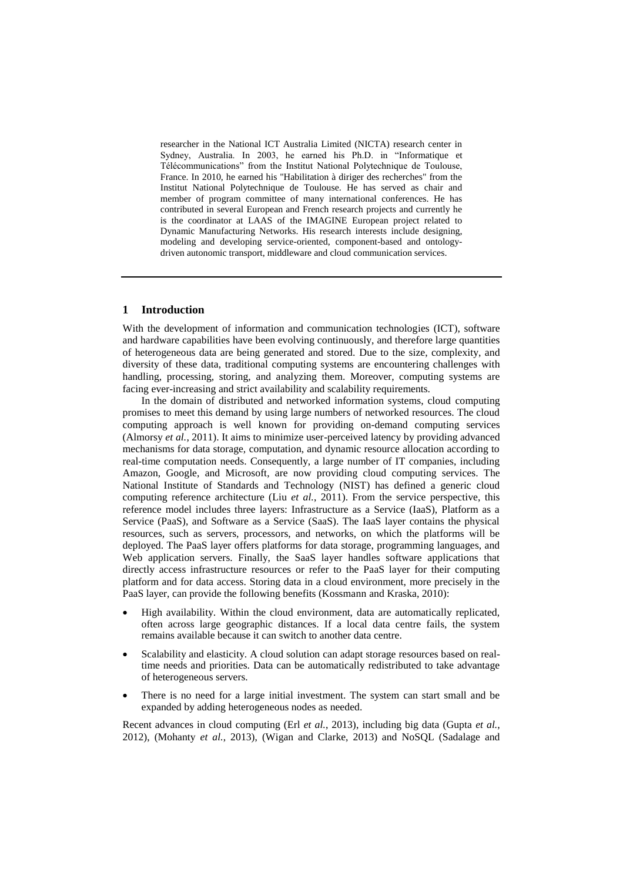researcher in the National ICT Australia Limited (NICTA) research center in Sydney, Australia. In 2003, he earned his Ph.D. in "Informatique et Télécommunications" from the Institut National Polytechnique de Toulouse, France. In 2010, he earned his "Habilitation à diriger des recherches" from the Institut National Polytechnique de Toulouse. He has served as chair and member of program committee of many international conferences. He has contributed in several European and French research projects and currently he is the coordinator at LAAS of the IMAGINE European project related to Dynamic Manufacturing Networks. His research interests include designing, modeling and developing service-oriented, component-based and ontology-driven autonomic transport, middleware and cloud communication services.

---

## 1 Introduction

With the development of information and communication technologies (ICT), software and hardware capabilities have been evolving continuously, and therefore large quantities of heterogeneous data are being generated and stored. Due to the size, complexity, and diversity of these data, traditional computing systems are encountering challenges with handling, processing, storing, and analyzing them. Moreover, computing systems are facing ever-increasing and strict availability and scalability requirements.

In the domain of distributed and networked information systems, cloud computing promises to meet this demand by using large numbers of networked resources. The cloud computing approach is well known for providing on-demand computing services (Almorsy *et al.*, 2011). It aims to minimize user-perceived latency by providing advanced mechanisms for data storage, computation, and dynamic resource allocation according to real-time computation needs. Consequently, a large number of IT companies, including Amazon, Google, and Microsoft, are now providing cloud computing services. The National Institute of Standards and Technology (NIST) has defined a generic cloud computing reference architecture (Liu *et al.*, 2011). From the service perspective, this reference model includes three layers: Infrastructure as a Service (IaaS), Platform as a Service (PaaS), and Software as a Service (SaaS). The IaaS layer contains the physical resources, such as servers, processors, and networks, on which the platforms will be deployed. The PaaS layer offers platforms for data storage, programming languages, and Web application servers. Finally, the SaaS layer handles software applications that directly access infrastructure resources or refer to the PaaS layer for their computing platform and for data access. Storing data in a cloud environment, more precisely in the PaaS layer, can provide the following benefits (Kossmann and Kraska, 2010):

- High availability. Within the cloud environment, data are automatically replicated, often across large geographic distances. If a local data centre fails, the system remains available because it can switch to another data centre.
- Scalability and elasticity. A cloud solution can adapt storage resources based on real-time needs and priorities. Data can be automatically redistributed to take advantage of heterogeneous servers.
- There is no need for a large initial investment. The system can start small and be expanded by adding heterogeneous nodes as needed.

Recent advances in cloud computing (Erl *et al.*, 2013), including big data (Gupta *et al.*, 2012), (Mohanty *et al.*, 2013), (Wigan and Clarke, 2013) and NoSQL (Sadalage and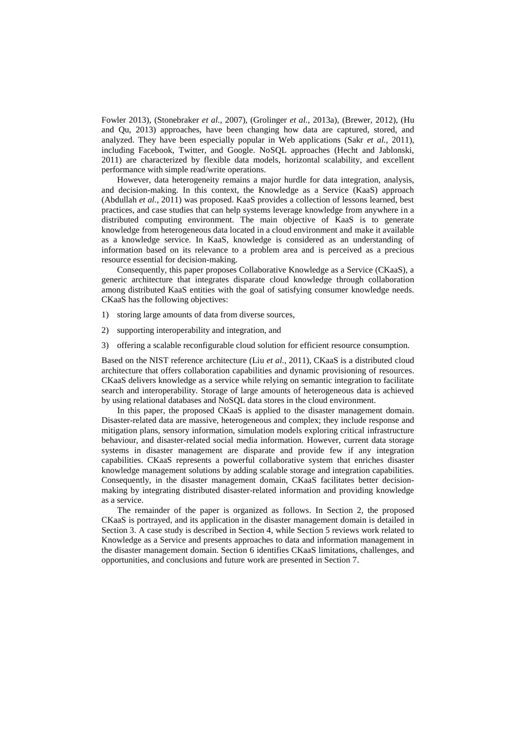Fowler 2013), (Stonebraker *et al.*, 2007), (Grolinger *et al.*, 2013a), (Brewer, 2012), (Hu and Qu, 2013) approaches, have been changing how data are captured, stored, and analyzed. They have been especially popular in Web applications (Sakr *et al.*, 2011), including Facebook, Twitter, and Google. NoSQL approaches (Hecht and Jablonski, 2011) are characterized by flexible data models, horizontal scalability, and excellent performance with simple read/write operations.

However, data heterogeneity remains a major hurdle for data integration, analysis, and decision-making. In this context, the Knowledge as a Service (KaaS) approach (Abdullah *et al.*, 2011) was proposed. KaaS provides a collection of lessons learned, best practices, and case studies that can help systems leverage knowledge from anywhere in a distributed computing environment. The main objective of KaaS is to generate knowledge from heterogeneous data located in a cloud environment and make it available as a knowledge service. In KaaS, knowledge is considered as an understanding of information based on its relevance to a problem area and is perceived as a precious resource essential for decision-making.

Consequently, this paper proposes Collaborative Knowledge as a Service (CKaaS), a generic architecture that integrates disparate cloud knowledge through collaboration among distributed KaaS entities with the goal of satisfying consumer knowledge needs. CKaaS has the following objectives:

1) storing large amounts of data from diverse sources,
2) supporting interoperability and integration, and
3) offering a scalable reconfigurable cloud solution for efficient resource consumption.

Based on the NIST reference architecture (Liu *et al.*, 2011), CKaaS is a distributed cloud architecture that offers collaboration capabilities and dynamic provisioning of resources. CKaaS delivers knowledge as a service while relying on semantic integration to facilitate search and interoperability. Storage of large amounts of heterogeneous data is achieved by using relational databases and NoSQL data stores in the cloud environment.

In this paper, the proposed CKaaS is applied to the disaster management domain. Disaster-related data are massive, heterogeneous and complex; they include response and mitigation plans, sensory information, simulation models exploring critical infrastructure behaviour, and disaster-related social media information. However, current data storage systems in disaster management are disparate and provide few if any integration capabilities. CKaaS represents a powerful collaborative system that enriches disaster knowledge management solutions by adding scalable storage and integration capabilities. Consequently, in the disaster management domain, CKaaS facilitates better decision-making by integrating distributed disaster-related information and providing knowledge as a service.

The remainder of the paper is organized as follows. In Section 2, the proposed CKaaS is portrayed, and its application in the disaster management domain is detailed in Section 3. A case study is described in Section 4, while Section 5 reviews work related to Knowledge as a Service and presents approaches to data and information management in the disaster management domain. Section 6 identifies CKaaS limitations, challenges, and opportunities, and conclusions and future work are presented in Section 7.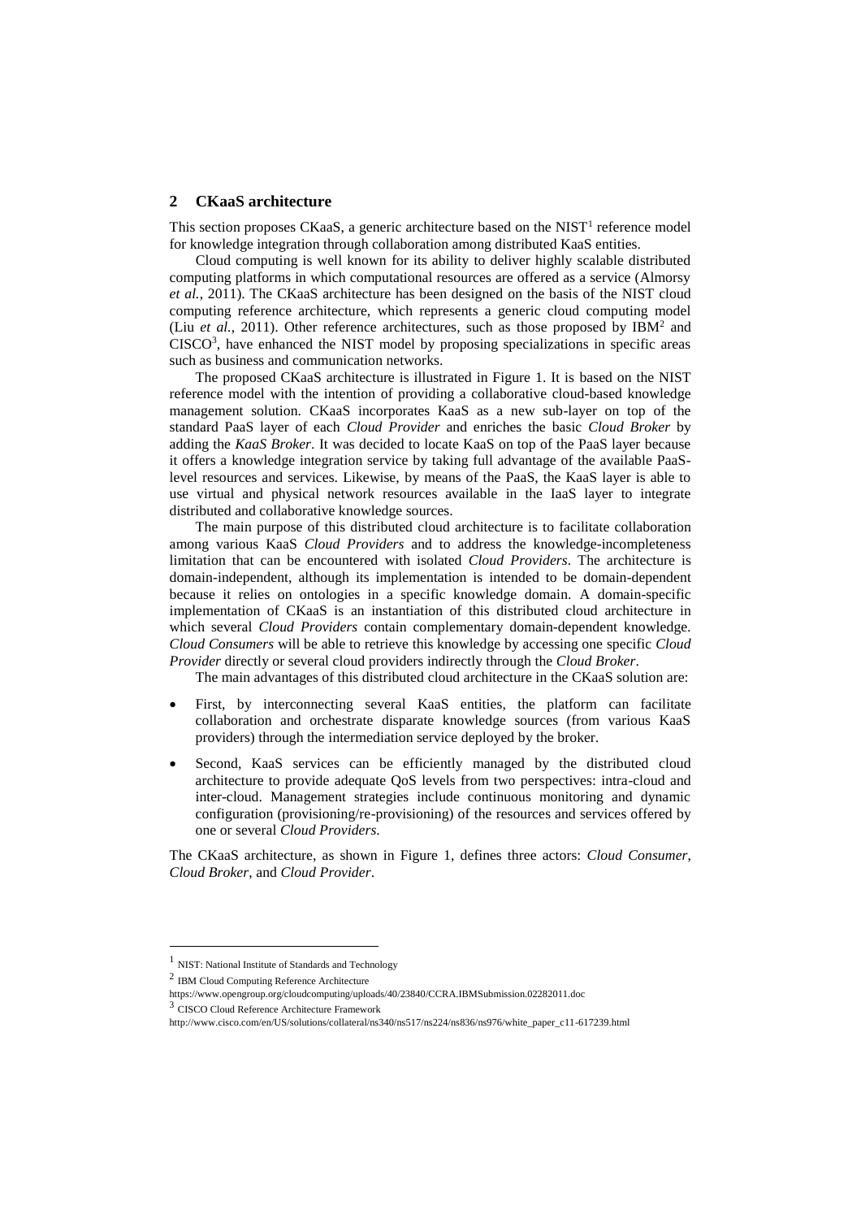## 2 CKaaS architecture

This section proposes CKaaS, a generic architecture based on the NIST[1] reference model for knowledge integration through collaboration among distributed KaaS entities.

Cloud computing is well known for its ability to deliver highly scalable distributed computing platforms in which computational resources are offered as a service (Almorsy *et al.*, 2011). The CKaaS architecture has been designed on the basis of the NIST cloud computing reference architecture, which represents a generic cloud computing model (Liu *et al*., 2011). Other reference architectures, such as those proposed by IBM[2] and CISCO[3], have enhanced the NIST model by proposing specializations in specific areas such as business and communication networks.

The proposed CKaaS architecture is illustrated in Figure 1. It is based on the NIST reference model with the intention of providing a collaborative cloud-based knowledge management solution. CKaaS incorporates KaaS as a new sub-layer on top of the standard PaaS layer of each *Cloud Provider* and enriches the basic *Cloud Broker* by adding the *KaaS Broker*. It was decided to locate KaaS on top of the PaaS layer because it offers a knowledge integration service by taking full advantage of the available PaaS-level resources and services. Likewise, by means of the PaaS, the KaaS layer is able to use virtual and physical network resources available in the IaaS layer to integrate distributed and collaborative knowledge sources.

The main purpose of this distributed cloud architecture is to facilitate collaboration among various KaaS *Cloud Providers* and to address the knowledge-incompleteness limitation that can be encountered with isolated *Cloud Providers*. The architecture is domain-independent, although its implementation is intended to be domain-dependent because it relies on ontologies in a specific knowledge domain. A domain-specific implementation of CKaaS is an instantiation of this distributed cloud architecture in which several *Cloud Providers* contain complementary domain-dependent knowledge. *Cloud Consumers* will be able to retrieve this knowledge by accessing one specific *Cloud Provider* directly or several cloud providers indirectly through the *Cloud Broker*.

The main advantages of this distributed cloud architecture in the CKaaS solution are:

- First, by interconnecting several KaaS entities, the platform can facilitate collaboration and orchestrate disparate knowledge sources (from various KaaS providers) through the intermediation service deployed by the broker.
- Second, KaaS services can be efficiently managed by the distributed cloud architecture to provide adequate QoS levels from two perspectives: intra-cloud and inter-cloud. Management strategies include continuous monitoring and dynamic configuration (provisioning/re-provisioning) of the resources and services offered by one or several *Cloud Providers*.

The CKaaS architecture, as shown in Figure 1, defines three actors: *Cloud Consumer*, *Cloud Broker*, and *Cloud Provider*.

---

[1] NIST: National Institute of Standards and Technology

[2] IBM Cloud Computing Reference Architecture
https://www.opengroup.org/cloudcomputing/uploads/40/23840/CCRA.IBMSubmission.02282011.doc

[3] CISCO Cloud Reference Architecture Framework
http://www.cisco.com/en/US/solutions/collateral/ns340/ns517/ns224/ns836/ns976/white_paper_c11-617239.html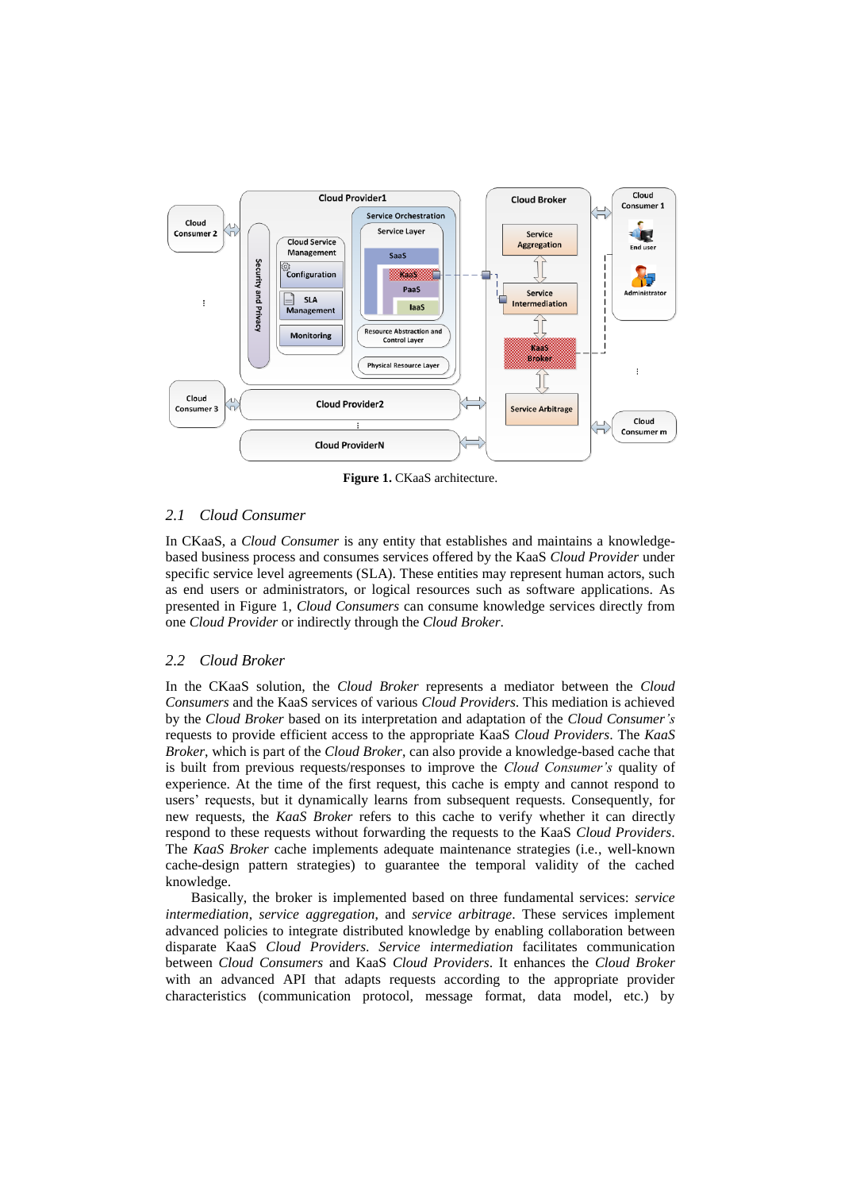**Figure 1.** CKaaS architecture.

### 2.1 Cloud Consumer

In CKaaS, a *Cloud Consumer* is any entity that establishes and maintains a knowledge-based business process and consumes services offered by the KaaS *Cloud Provider* under specific service level agreements (SLA). These entities may represent human actors, such as end users or administrators, or logical resources such as software applications. As presented in Figure 1, *Cloud Consumers* can consume knowledge services directly from one *Cloud Provider* or indirectly through the *Cloud Broker*.

### 2.2 Cloud Broker

In the CKaaS solution, the *Cloud Broker* represents a mediator between the *Cloud Consumers* and the KaaS services of various *Cloud Providers*. This mediation is achieved by the *Cloud Broker* based on its interpretation and adaptation of the *Cloud Consumer's* requests to provide efficient access to the appropriate KaaS *Cloud Providers*. The *KaaS Broker*, which is part of the *Cloud Broker*, can also provide a knowledge-based cache that is built from previous requests/responses to improve the *Cloud Consumer's* quality of experience. At the time of the first request, this cache is empty and cannot respond to users' requests, but it dynamically learns from subsequent requests. Consequently, for new requests, the *KaaS Broker* refers to this cache to verify whether it can directly respond to these requests without forwarding the requests to the KaaS *Cloud Providers*. The *KaaS Broker* cache implements adequate maintenance strategies (i.e., well-known cache-design pattern strategies) to guarantee the temporal validity of the cached knowledge.

Basically, the broker is implemented based on three fundamental services: *service intermediation*, *service aggregation*, and *service arbitrage*. These services implement advanced policies to integrate distributed knowledge by enabling collaboration between disparate KaaS *Cloud Providers*. *Service intermediation* facilitates communication between *Cloud Consumers* and KaaS *Cloud Providers*. It enhances the *Cloud Broker* with an advanced API that adapts requests according to the appropriate provider characteristics (communication protocol, message format, data model, etc.) by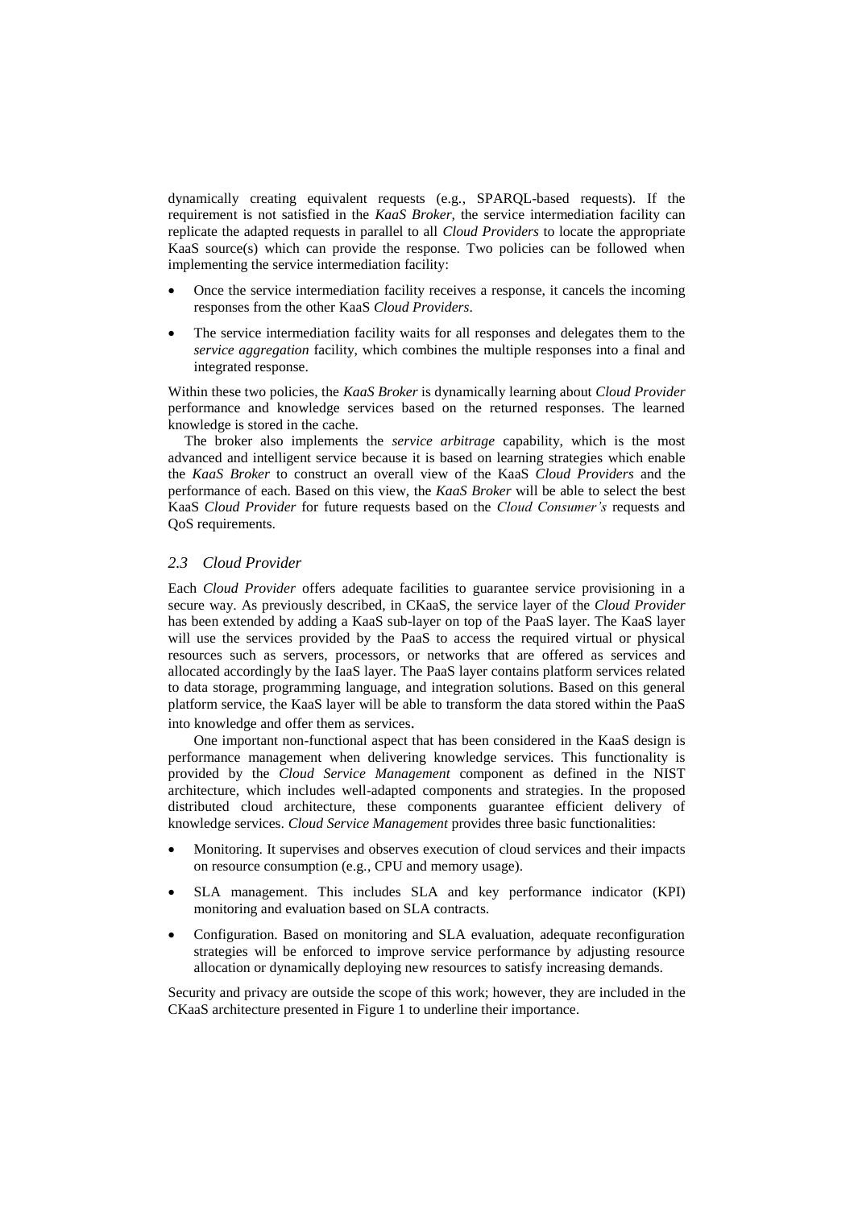dynamically creating equivalent requests (e.g., SPARQL-based requests). If the requirement is not satisfied in the *KaaS Broker*, the service intermediation facility can replicate the adapted requests in parallel to all *Cloud Providers* to locate the appropriate KaaS source(s) which can provide the response. Two policies can be followed when implementing the service intermediation facility:

- Once the service intermediation facility receives a response, it cancels the incoming responses from the other KaaS *Cloud Providers*.
- The service intermediation facility waits for all responses and delegates them to the *service aggregation* facility, which combines the multiple responses into a final and integrated response.

Within these two policies, the *KaaS Broker* is dynamically learning about *Cloud Provider* performance and knowledge services based on the returned responses. The learned knowledge is stored in the cache.

The broker also implements the *service arbitrage* capability, which is the most advanced and intelligent service because it is based on learning strategies which enable the *KaaS Broker* to construct an overall view of the KaaS *Cloud Providers* and the performance of each. Based on this view, the *KaaS Broker* will be able to select the best KaaS *Cloud Provider* for future requests based on the *Cloud Consumer's* requests and QoS requirements.

### *2.3 Cloud Provider*

Each *Cloud Provider* offers adequate facilities to guarantee service provisioning in a secure way. As previously described, in CKaaS, the service layer of the *Cloud Provider* has been extended by adding a KaaS sub-layer on top of the PaaS layer. The KaaS layer will use the services provided by the PaaS to access the required virtual or physical resources such as servers, processors, or networks that are offered as services and allocated accordingly by the IaaS layer. The PaaS layer contains platform services related to data storage, programming language, and integration solutions. Based on this general platform service, the KaaS layer will be able to transform the data stored within the PaaS into knowledge and offer them as services.

One important non-functional aspect that has been considered in the KaaS design is performance management when delivering knowledge services. This functionality is provided by the *Cloud Service Management* component as defined in the NIST architecture, which includes well-adapted components and strategies. In the proposed distributed cloud architecture, these components guarantee efficient delivery of knowledge services. *Cloud Service Management* provides three basic functionalities:

- Monitoring. It supervises and observes execution of cloud services and their impacts on resource consumption (e.g., CPU and memory usage).
- SLA management. This includes SLA and key performance indicator (KPI) monitoring and evaluation based on SLA contracts.
- Configuration. Based on monitoring and SLA evaluation, adequate reconfiguration strategies will be enforced to improve service performance by adjusting resource allocation or dynamically deploying new resources to satisfy increasing demands.

Security and privacy are outside the scope of this work; however, they are included in the CKaaS architecture presented in Figure 1 to underline their importance.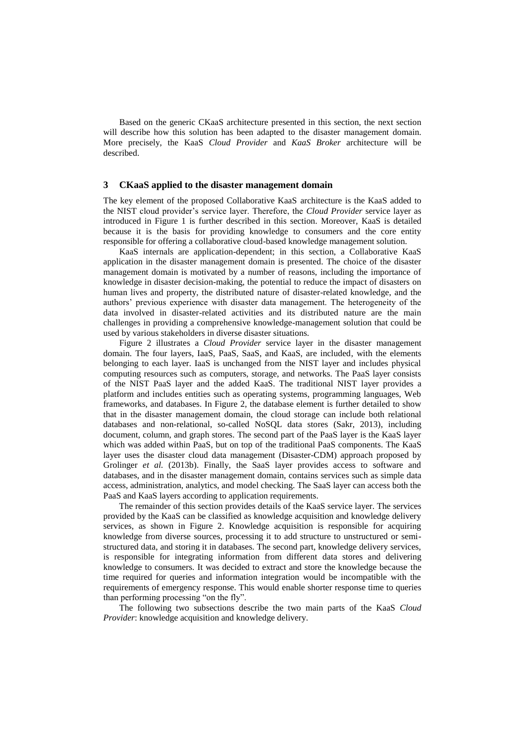Based on the generic CKaaS architecture presented in this section, the next section will describe how this solution has been adapted to the disaster management domain. More precisely, the KaaS *Cloud Provider* and *KaaS Broker* architecture will be described.

## 3 CKaaS applied to the disaster management domain

The key element of the proposed Collaborative KaaS architecture is the KaaS added to the NIST cloud provider's service layer. Therefore, the *Cloud Provider* service layer as introduced in Figure 1 is further described in this section. Moreover, KaaS is detailed because it is the basis for providing knowledge to consumers and the core entity responsible for offering a collaborative cloud-based knowledge management solution.

KaaS internals are application-dependent; in this section, a Collaborative KaaS application in the disaster management domain is presented. The choice of the disaster management domain is motivated by a number of reasons, including the importance of knowledge in disaster decision-making, the potential to reduce the impact of disasters on human lives and property, the distributed nature of disaster-related knowledge, and the authors' previous experience with disaster data management. The heterogeneity of the data involved in disaster-related activities and its distributed nature are the main challenges in providing a comprehensive knowledge-management solution that could be used by various stakeholders in diverse disaster situations.

Figure 2 illustrates a *Cloud Provider* service layer in the disaster management domain. The four layers, IaaS, PaaS, SaaS, and KaaS, are included, with the elements belonging to each layer. IaaS is unchanged from the NIST layer and includes physical computing resources such as computers, storage, and networks. The PaaS layer consists of the NIST PaaS layer and the added KaaS. The traditional NIST layer provides a platform and includes entities such as operating systems, programming languages, Web frameworks, and databases. In Figure 2, the database element is further detailed to show that in the disaster management domain, the cloud storage can include both relational databases and non-relational, so-called NoSQL data stores (Sakr, 2013), including document, column, and graph stores. The second part of the PaaS layer is the KaaS layer which was added within PaaS, but on top of the traditional PaaS components. The KaaS layer uses the disaster cloud data management (Disaster-CDM) approach proposed by Grolinger *et al.* (2013b). Finally, the SaaS layer provides access to software and databases, and in the disaster management domain, contains services such as simple data access, administration, analytics, and model checking. The SaaS layer can access both the PaaS and KaaS layers according to application requirements.

The remainder of this section provides details of the KaaS service layer. The services provided by the KaaS can be classified as knowledge acquisition and knowledge delivery services, as shown in Figure 2. Knowledge acquisition is responsible for acquiring knowledge from diverse sources, processing it to add structure to unstructured or semi-structured data, and storing it in databases. The second part, knowledge delivery services, is responsible for integrating information from different data stores and delivering knowledge to consumers. It was decided to extract and store the knowledge because the time required for queries and information integration would be incompatible with the requirements of emergency response. This would enable shorter response time to queries than performing processing "on the fly".

The following two subsections describe the two main parts of the KaaS *Cloud Provider*: knowledge acquisition and knowledge delivery.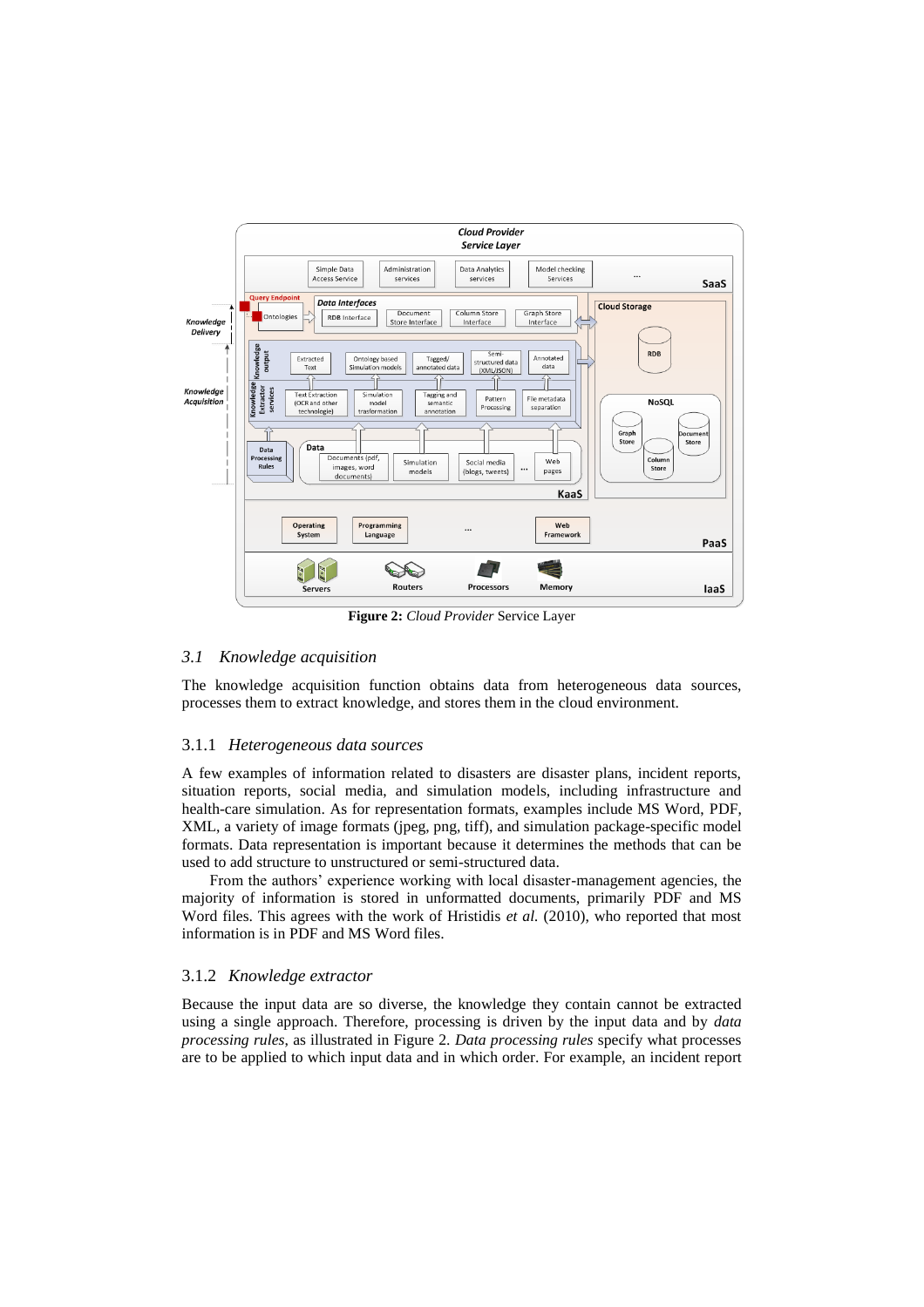**Figure 2:** *Cloud Provider* Service Layer

### 3.1 Knowledge acquisition

The knowledge acquisition function obtains data from heterogeneous data sources, processes them to extract knowledge, and stores them in the cloud environment.

#### 3.1.1 *Heterogeneous data sources*

A few examples of information related to disasters are disaster plans, incident reports, situation reports, social media, and simulation models, including infrastructure and health-care simulation. As for representation formats, examples include MS Word, PDF, XML, a variety of image formats (jpeg, png, tiff), and simulation package-specific model formats. Data representation is important because it determines the methods that can be used to add structure to unstructured or semi-structured data.

From the authors' experience working with local disaster-management agencies, the majority of information is stored in unformatted documents, primarily PDF and MS Word files. This agrees with the work of Hristidis *et al.* (2010), who reported that most information is in PDF and MS Word files.

#### 3.1.2 *Knowledge extractor*

Because the input data are so diverse, the knowledge they contain cannot be extracted using a single approach. Therefore, processing is driven by the input data and by *data processing rules*, as illustrated in Figure 2. *Data processing rules* specify what processes are to be applied to which input data and in which order. For example, an incident report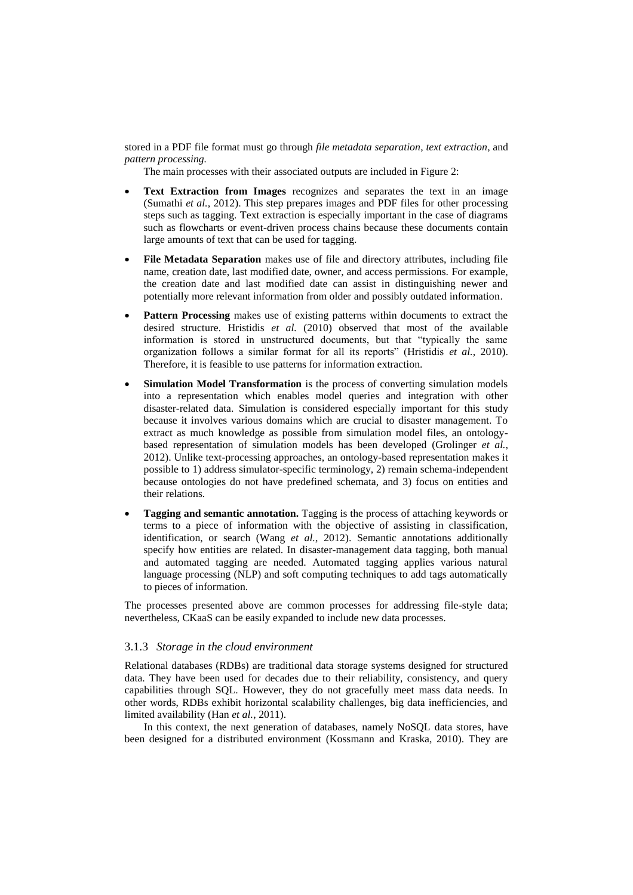stored in a PDF file format must go through *file metadata separation*, *text extraction*, and *pattern processing.*

The main processes with their associated outputs are included in Figure 2:

- **Text Extraction from Images** recognizes and separates the text in an image (Sumathi *et al.*, 2012). This step prepares images and PDF files for other processing steps such as tagging. Text extraction is especially important in the case of diagrams such as flowcharts or event-driven process chains because these documents contain large amounts of text that can be used for tagging.
- **File Metadata Separation** makes use of file and directory attributes, including file name, creation date, last modified date, owner, and access permissions. For example, the creation date and last modified date can assist in distinguishing newer and potentially more relevant information from older and possibly outdated information.
- **Pattern Processing** makes use of existing patterns within documents to extract the desired structure. Hristidis *et al.* (2010) observed that most of the available information is stored in unstructured documents, but that "typically the same organization follows a similar format for all its reports" (Hristidis *et al.*, 2010). Therefore, it is feasible to use patterns for information extraction.
- **Simulation Model Transformation** is the process of converting simulation models into a representation which enables model queries and integration with other disaster-related data. Simulation is considered especially important for this study because it involves various domains which are crucial to disaster management. To extract as much knowledge as possible from simulation model files, an ontology-based representation of simulation models has been developed (Grolinger *et al.*, 2012). Unlike text-processing approaches, an ontology-based representation makes it possible to 1) address simulator-specific terminology, 2) remain schema-independent because ontologies do not have predefined schemata, and 3) focus on entities and their relations.
- **Tagging and semantic annotation.** Tagging is the process of attaching keywords or terms to a piece of information with the objective of assisting in classification, identification, or search (Wang *et al.*, 2012). Semantic annotations additionally specify how entities are related. In disaster-management data tagging, both manual and automated tagging are needed. Automated tagging applies various natural language processing (NLP) and soft computing techniques to add tags automatically to pieces of information.

The processes presented above are common processes for addressing file-style data; nevertheless, CKaaS can be easily expanded to include new data processes.

### 3.1.3 *Storage in the cloud environment*

Relational databases (RDBs) are traditional data storage systems designed for structured data. They have been used for decades due to their reliability, consistency, and query capabilities through SQL. However, they do not gracefully meet mass data needs. In other words, RDBs exhibit horizontal scalability challenges, big data inefficiencies, and limited availability (Han *et al.*, 2011).

In this context, the next generation of databases, namely NoSQL data stores, have been designed for a distributed environment (Kossmann and Kraska, 2010). They are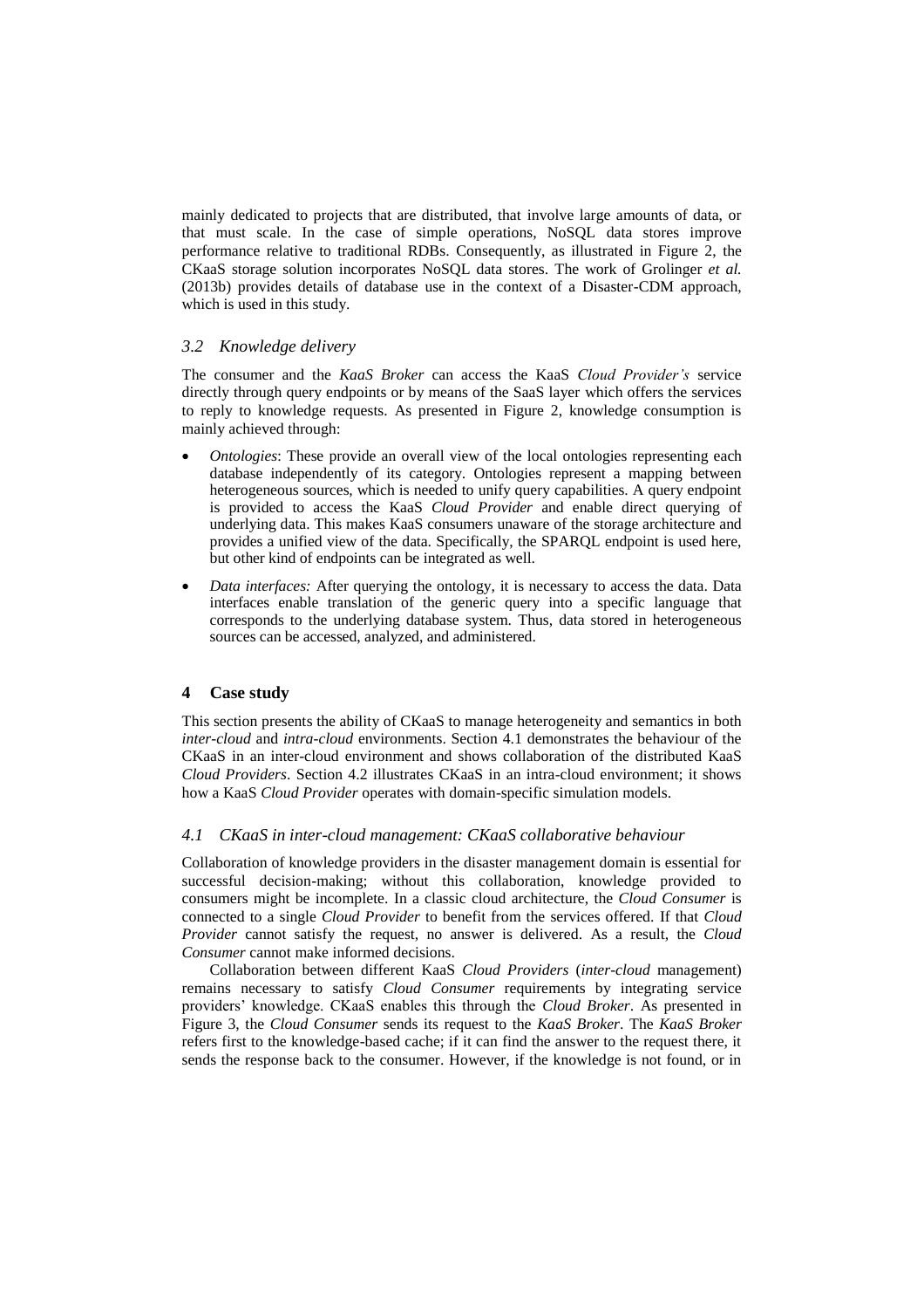mainly dedicated to projects that are distributed, that involve large amounts of data, or that must scale. In the case of simple operations, NoSQL data stores improve performance relative to traditional RDBs. Consequently, as illustrated in Figure 2, the CKaaS storage solution incorporates NoSQL data stores. The work of Grolinger *et al.* (2013b) provides details of database use in the context of a Disaster-CDM approach, which is used in this study.

### *3.2 Knowledge delivery*

The consumer and the *KaaS Broker* can access the KaaS *Cloud Provider's* service directly through query endpoints or by means of the SaaS layer which offers the services to reply to knowledge requests. As presented in Figure 2, knowledge consumption is mainly achieved through:

- *Ontologies*: These provide an overall view of the local ontologies representing each database independently of its category. Ontologies represent a mapping between heterogeneous sources, which is needed to unify query capabilities. A query endpoint is provided to access the KaaS *Cloud Provider* and enable direct querying of underlying data. This makes KaaS consumers unaware of the storage architecture and provides a unified view of the data. Specifically, the SPARQL endpoint is used here, but other kind of endpoints can be integrated as well.
- *Data interfaces:* After querying the ontology, it is necessary to access the data. Data interfaces enable translation of the generic query into a specific language that corresponds to the underlying database system. Thus, data stored in heterogeneous sources can be accessed, analyzed, and administered.

## 4 Case study

This section presents the ability of CKaaS to manage heterogeneity and semantics in both *inter-cloud* and *intra-cloud* environments. Section 4.1 demonstrates the behaviour of the CKaaS in an inter-cloud environment and shows collaboration of the distributed KaaS *Cloud Providers*. Section 4.2 illustrates CKaaS in an intra-cloud environment; it shows how a KaaS *Cloud Provider* operates with domain-specific simulation models.

### *4.1 CKaaS in inter-cloud management: CKaaS collaborative behaviour*

Collaboration of knowledge providers in the disaster management domain is essential for successful decision-making; without this collaboration, knowledge provided to consumers might be incomplete. In a classic cloud architecture, the *Cloud Consumer* is connected to a single *Cloud Provider* to benefit from the services offered. If that *Cloud Provider* cannot satisfy the request, no answer is delivered. As a result, the *Cloud Consumer* cannot make informed decisions.

Collaboration between different KaaS *Cloud Providers* (*inter-cloud* management) remains necessary to satisfy *Cloud Consumer* requirements by integrating service providers' knowledge. CKaaS enables this through the *Cloud Broker*. As presented in Figure 3, the *Cloud Consumer* sends its request to the *KaaS Broker*. The *KaaS Broker* refers first to the knowledge-based cache; if it can find the answer to the request there, it sends the response back to the consumer. However, if the knowledge is not found, or in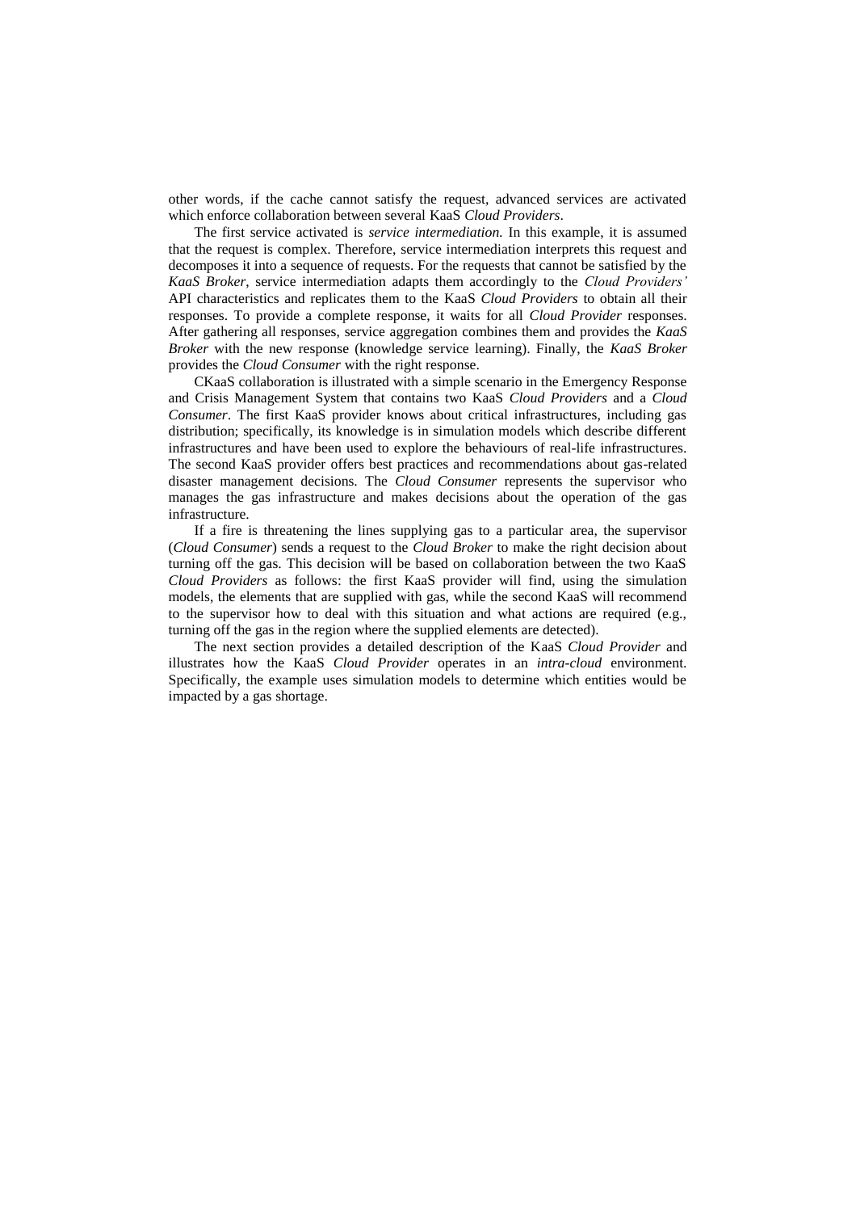other words, if the cache cannot satisfy the request, advanced services are activated which enforce collaboration between several KaaS *Cloud Providers*.

The first service activated is *service intermediation.* In this example, it is assumed that the request is complex. Therefore, service intermediation interprets this request and decomposes it into a sequence of requests. For the requests that cannot be satisfied by the *KaaS Broker*, service intermediation adapts them accordingly to the *Cloud Providers'* API characteristics and replicates them to the KaaS *Cloud Providers* to obtain all their responses. To provide a complete response, it waits for all *Cloud Provider* responses. After gathering all responses, service aggregation combines them and provides the *KaaS Broker* with the new response (knowledge service learning). Finally, the *KaaS Broker* provides the *Cloud Consumer* with the right response.

CKaaS collaboration is illustrated with a simple scenario in the Emergency Response and Crisis Management System that contains two KaaS *Cloud Providers* and a *Cloud Consumer*. The first KaaS provider knows about critical infrastructures, including gas distribution; specifically, its knowledge is in simulation models which describe different infrastructures and have been used to explore the behaviours of real-life infrastructures. The second KaaS provider offers best practices and recommendations about gas-related disaster management decisions. The *Cloud Consumer* represents the supervisor who manages the gas infrastructure and makes decisions about the operation of the gas infrastructure.

If a fire is threatening the lines supplying gas to a particular area, the supervisor (*Cloud Consumer*) sends a request to the *Cloud Broker* to make the right decision about turning off the gas. This decision will be based on collaboration between the two KaaS *Cloud Providers* as follows: the first KaaS provider will find, using the simulation models, the elements that are supplied with gas, while the second KaaS will recommend to the supervisor how to deal with this situation and what actions are required (e.g., turning off the gas in the region where the supplied elements are detected).

The next section provides a detailed description of the KaaS *Cloud Provider* and illustrates how the KaaS *Cloud Provider* operates in an *intra-cloud* environment. Specifically, the example uses simulation models to determine which entities would be impacted by a gas shortage.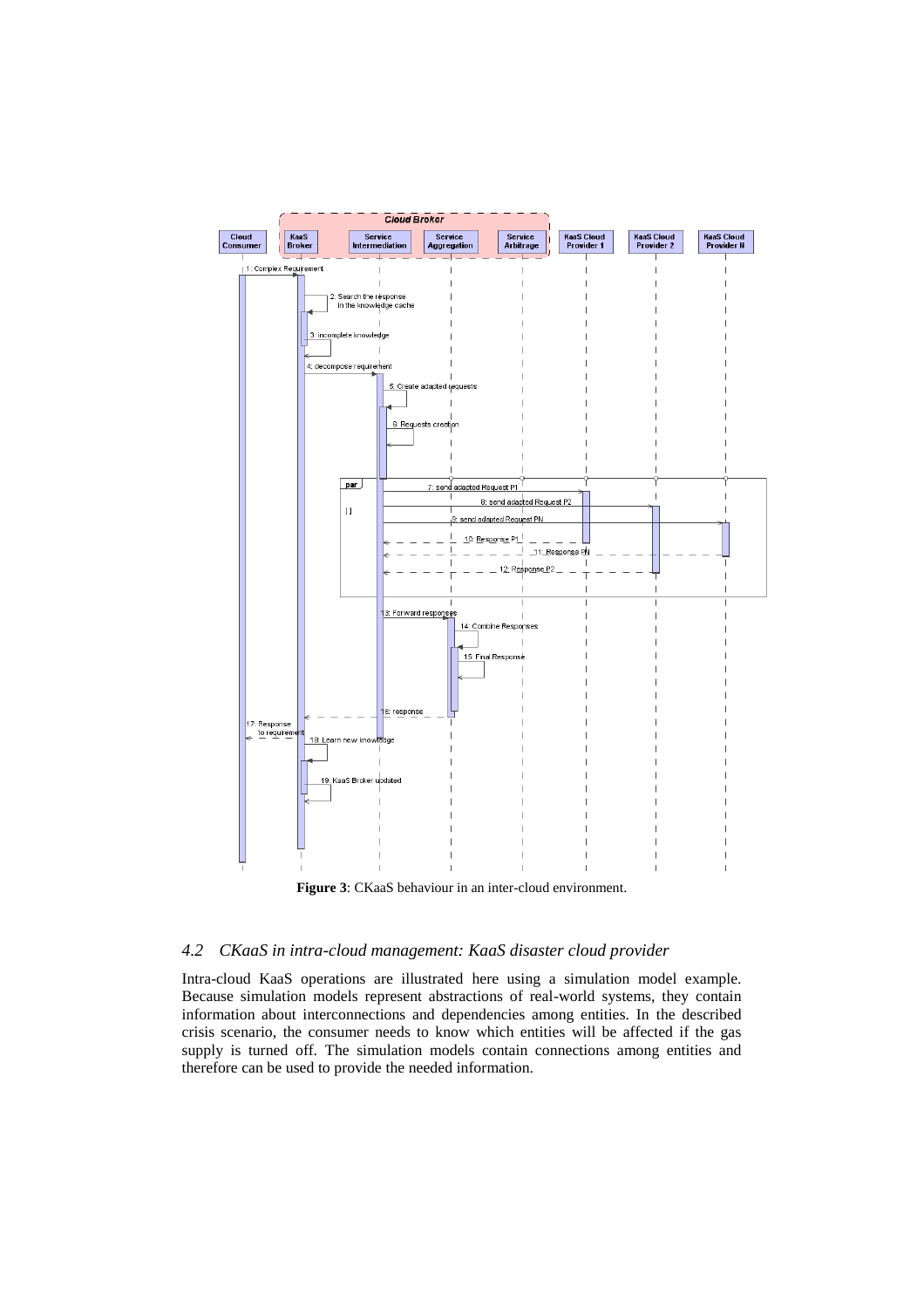**Figure 3**: CKaaS behaviour in an inter-cloud environment.

### 4.2 *CKaaS in intra-cloud management: KaaS disaster cloud provider*

Intra-cloud KaaS operations are illustrated here using a simulation model example. Because simulation models represent abstractions of real-world systems, they contain information about interconnections and dependencies among entities. In the described crisis scenario, the consumer needs to know which entities will be affected if the gas supply is turned off. The simulation models contain connections among entities and therefore can be used to provide the needed information.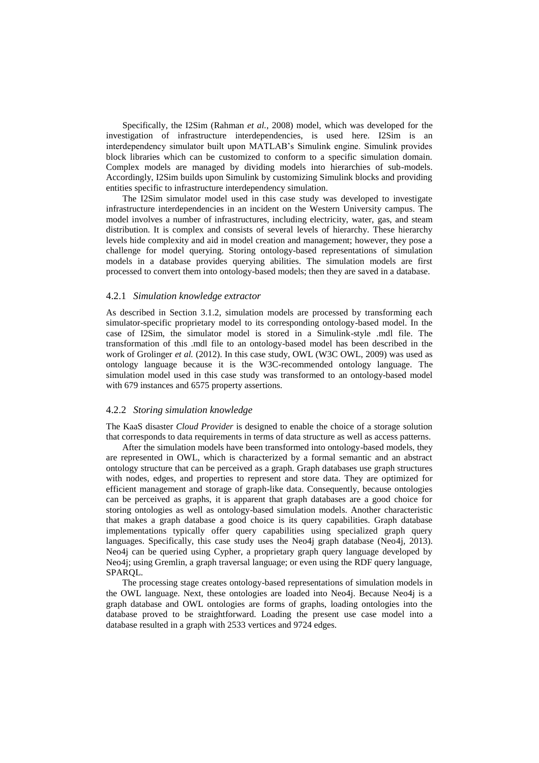Specifically, the I2Sim (Rahman *et al.*, 2008) model, which was developed for the investigation of infrastructure interdependencies, is used here. I2Sim is an interdependency simulator built upon MATLAB's Simulink engine. Simulink provides block libraries which can be customized to conform to a specific simulation domain. Complex models are managed by dividing models into hierarchies of sub-models. Accordingly, I2Sim builds upon Simulink by customizing Simulink blocks and providing entities specific to infrastructure interdependency simulation.

The I2Sim simulator model used in this case study was developed to investigate infrastructure interdependencies in an incident on the Western University campus. The model involves a number of infrastructures, including electricity, water, gas, and steam distribution. It is complex and consists of several levels of hierarchy. These hierarchy levels hide complexity and aid in model creation and management; however, they pose a challenge for model querying. Storing ontology-based representations of simulation models in a database provides querying abilities. The simulation models are first processed to convert them into ontology-based models; then they are saved in a database.

### 4.2.1 *Simulation knowledge extractor*

As described in Section 3.1.2, simulation models are processed by transforming each simulator-specific proprietary model to its corresponding ontology-based model. In the case of I2Sim, the simulator model is stored in a Simulink-style .mdl file. The transformation of this .mdl file to an ontology-based model has been described in the work of Grolinger *et al.* (2012). In this case study, OWL (W3C OWL, 2009) was used as ontology language because it is the W3C-recommended ontology language. The simulation model used in this case study was transformed to an ontology-based model with 679 instances and 6575 property assertions.

### 4.2.2 *Storing simulation knowledge*

The KaaS disaster *Cloud Provider* is designed to enable the choice of a storage solution that corresponds to data requirements in terms of data structure as well as access patterns.

After the simulation models have been transformed into ontology-based models, they are represented in OWL, which is characterized by a formal semantic and an abstract ontology structure that can be perceived as a graph. Graph databases use graph structures with nodes, edges, and properties to represent and store data. They are optimized for efficient management and storage of graph-like data. Consequently, because ontologies can be perceived as graphs, it is apparent that graph databases are a good choice for storing ontologies as well as ontology-based simulation models. Another characteristic that makes a graph database a good choice is its query capabilities. Graph database implementations typically offer query capabilities using specialized graph query languages. Specifically, this case study uses the Neo4j graph database (Neo4j, 2013). Neo4j can be queried using Cypher, a proprietary graph query language developed by Neo4j; using Gremlin, a graph traversal language; or even using the RDF query language, SPARQL.

The processing stage creates ontology-based representations of simulation models in the OWL language. Next, these ontologies are loaded into Neo4j. Because Neo4j is a graph database and OWL ontologies are forms of graphs, loading ontologies into the database proved to be straightforward. Loading the present use case model into a database resulted in a graph with 2533 vertices and 9724 edges.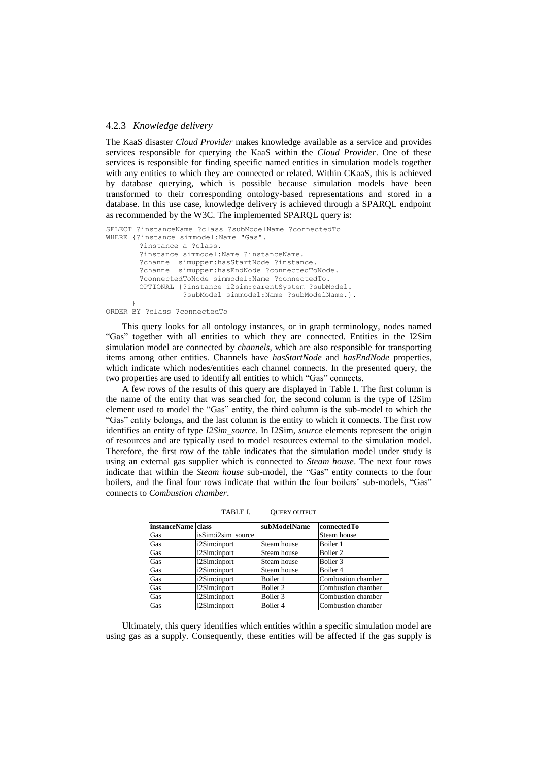### 4.2.3 *Knowledge delivery*

The KaaS disaster *Cloud Provider* makes knowledge available as a service and provides services responsible for querying the KaaS within the *Cloud Provider*. One of these services is responsible for finding specific named entities in simulation models together with any entities to which they are connected or related. Within CKaaS, this is achieved by database querying, which is possible because simulation models have been transformed to their corresponding ontology-based representations and stored in a database. In this use case, knowledge delivery is achieved through a SPARQL endpoint as recommended by the W3C. The implemented SPARQL query is:

```
SELECT ?instanceName ?class ?subModelName ?connectedTo
WHERE {?instance simmodel:Name "Gas".
       ?instance a ?class.
       ?instance simmodel:Name ?instanceName.
       ?channel simupper:hasStartNode ?instance.
       ?channel simupper:hasEndNode ?connectedToNode.
       ?connectedToNode simmodel:Name ?connectedTo.
       OPTIONAL {?instance i2sim:parentSystem ?subModel.
                 ?subModel simmodel:Name ?subModelName.}.
      }
ORDER BY ?class ?connectedTo
```

This query looks for all ontology instances, or in graph terminology, nodes named "Gas" together with all entities to which they are connected. Entities in the I2Sim simulation model are connected by *channels*, which are also responsible for transporting items among other entities. Channels have *hasStartNode* and *hasEndNode* properties, which indicate which nodes/entities each channel connects. In the presented query, the two properties are used to identify all entities to which "Gas" connects.

A few rows of the results of this query are displayed in Table I. The first column is the name of the entity that was searched for, the second column is the type of I2Sim element used to model the "Gas" entity, the third column is the sub-model to which the "Gas" entity belongs, and the last column is the entity to which it connects. The first row identifies an entity of type *I2Sim_source*. In I2Sim, *source* elements represent the origin of resources and are typically used to model resources external to the simulation model. Therefore, the first row of the table indicates that the simulation model under study is using an external gas supplier which is connected to *Steam house*. The next four rows indicate that within the *Steam house* sub-model, the "Gas" entity connects to the four boilers, and the final four rows indicate that within the four boilers' sub-models, "Gas" connects to *Combustion chamber*.

TABLE I. QUERY OUTPUT

| instanceName | class | subModelName | connectedTo |
|---|---|---|---|
| Gas | isSim:i2sim_source | | Steam house |
| Gas | i2Sim:inport | Steam house | Boiler 1 |
| Gas | i2Sim:inport | Steam house | Boiler 2 |
| Gas | i2Sim:inport | Steam house | Boiler 3 |
| Gas | i2Sim:inport | Steam house | Boiler 4 |
| Gas | i2Sim:inport | Boiler 1 | Combustion chamber |
| Gas | i2Sim:inport | Boiler 2 | Combustion chamber |
| Gas | i2Sim:inport | Boiler 3 | Combustion chamber |
| Gas | i2Sim:inport | Boiler 4 | Combustion chamber |

Ultimately, this query identifies which entities within a specific simulation model are using gas as a supply. Consequently, these entities will be affected if the gas supply is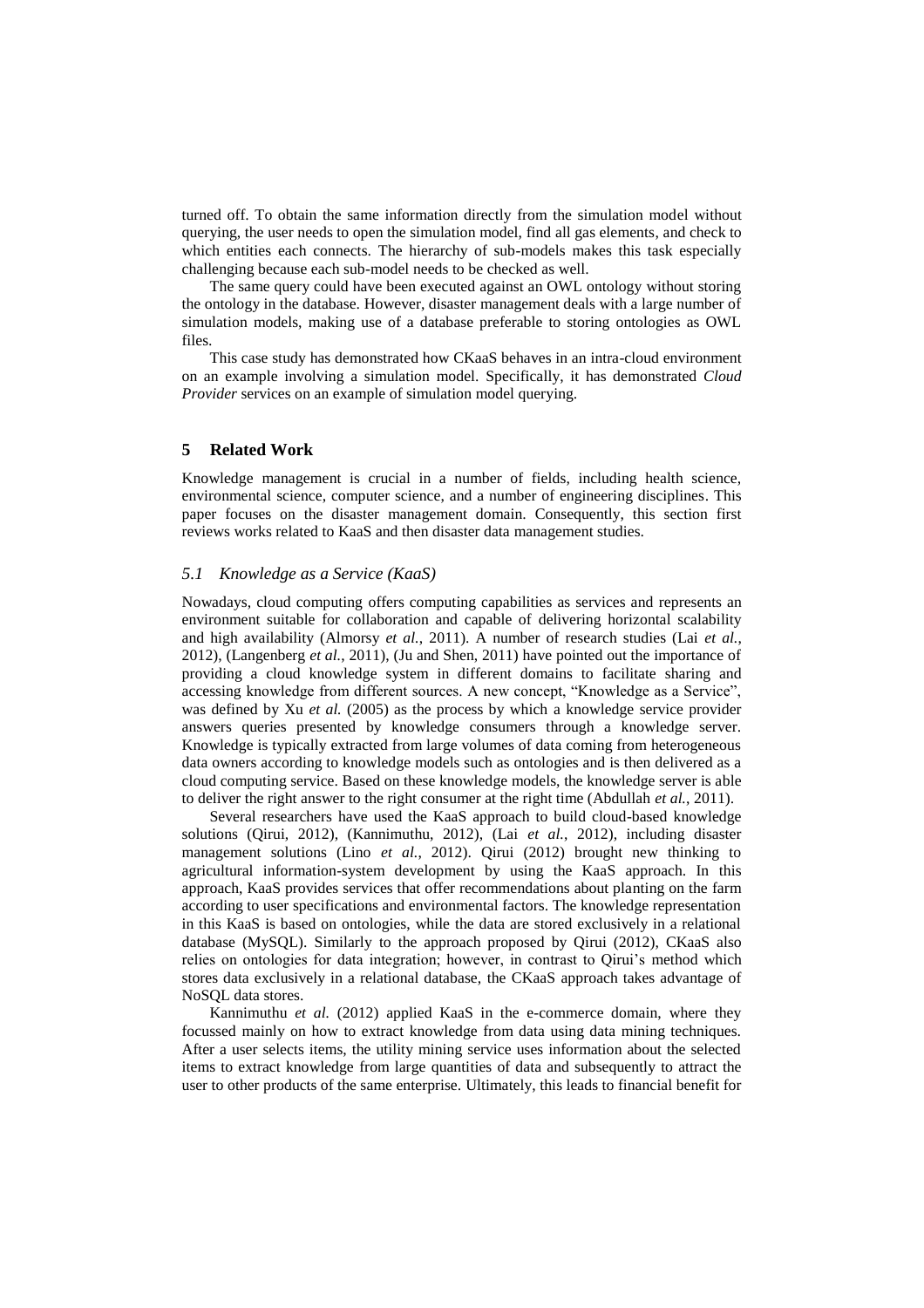turned off. To obtain the same information directly from the simulation model without querying, the user needs to open the simulation model, find all gas elements, and check to which entities each connects. The hierarchy of sub-models makes this task especially challenging because each sub-model needs to be checked as well.

The same query could have been executed against an OWL ontology without storing the ontology in the database. However, disaster management deals with a large number of simulation models, making use of a database preferable to storing ontologies as OWL files.

This case study has demonstrated how CKaaS behaves in an intra-cloud environment on an example involving a simulation model. Specifically, it has demonstrated *Cloud Provider* services on an example of simulation model querying.

## 5 Related Work

Knowledge management is crucial in a number of fields, including health science, environmental science, computer science, and a number of engineering disciplines. This paper focuses on the disaster management domain. Consequently, this section first reviews works related to KaaS and then disaster data management studies.

### *5.1 Knowledge as a Service (KaaS)*

Nowadays, cloud computing offers computing capabilities as services and represents an environment suitable for collaboration and capable of delivering horizontal scalability and high availability (Almorsy *et al.*, 2011). A number of research studies (Lai *et al.*, 2012), (Langenberg *et al.*, 2011), (Ju and Shen, 2011) have pointed out the importance of providing a cloud knowledge system in different domains to facilitate sharing and accessing knowledge from different sources. A new concept, "Knowledge as a Service", was defined by Xu *et al.* (2005) as the process by which a knowledge service provider answers queries presented by knowledge consumers through a knowledge server. Knowledge is typically extracted from large volumes of data coming from heterogeneous data owners according to knowledge models such as ontologies and is then delivered as a cloud computing service. Based on these knowledge models, the knowledge server is able to deliver the right answer to the right consumer at the right time (Abdullah *et al.*, 2011).

Several researchers have used the KaaS approach to build cloud-based knowledge solutions (Qirui, 2012), (Kannimuthu, 2012), (Lai *et al.*, 2012), including disaster management solutions (Lino *et al.*, 2012). Qirui (2012) brought new thinking to agricultural information-system development by using the KaaS approach. In this approach, KaaS provides services that offer recommendations about planting on the farm according to user specifications and environmental factors. The knowledge representation in this KaaS is based on ontologies, while the data are stored exclusively in a relational database (MySQL). Similarly to the approach proposed by Qirui (2012), CKaaS also relies on ontologies for data integration; however, in contrast to Qirui's method which stores data exclusively in a relational database, the CKaaS approach takes advantage of NoSQL data stores.

Kannimuthu *et al.* (2012) applied KaaS in the e-commerce domain, where they focussed mainly on how to extract knowledge from data using data mining techniques. After a user selects items, the utility mining service uses information about the selected items to extract knowledge from large quantities of data and subsequently to attract the user to other products of the same enterprise. Ultimately, this leads to financial benefit for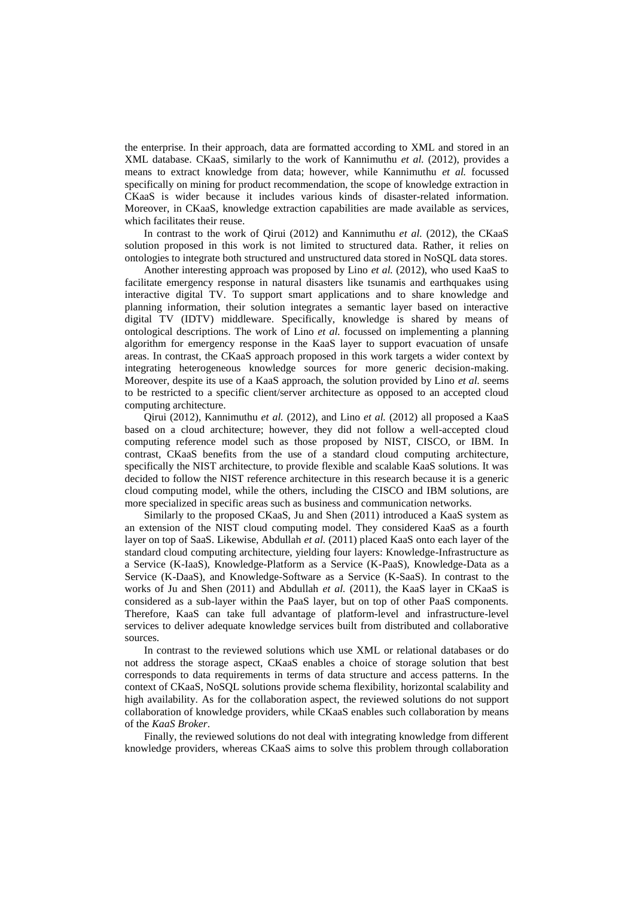the enterprise. In their approach, data are formatted according to XML and stored in an XML database. CKaaS, similarly to the work of Kannimuthu *et al.* (2012), provides a means to extract knowledge from data; however, while Kannimuthu *et al.* focussed specifically on mining for product recommendation, the scope of knowledge extraction in CKaaS is wider because it includes various kinds of disaster-related information. Moreover, in CKaaS, knowledge extraction capabilities are made available as services, which facilitates their reuse.

In contrast to the work of Qirui (2012) and Kannimuthu *et al.* (2012), the CKaaS solution proposed in this work is not limited to structured data. Rather, it relies on ontologies to integrate both structured and unstructured data stored in NoSQL data stores.

Another interesting approach was proposed by Lino *et al.* (2012), who used KaaS to facilitate emergency response in natural disasters like tsunamis and earthquakes using interactive digital TV. To support smart applications and to share knowledge and planning information, their solution integrates a semantic layer based on interactive digital TV (IDTV) middleware. Specifically, knowledge is shared by means of ontological descriptions. The work of Lino *et al.* focussed on implementing a planning algorithm for emergency response in the KaaS layer to support evacuation of unsafe areas. In contrast, the CKaaS approach proposed in this work targets a wider context by integrating heterogeneous knowledge sources for more generic decision-making. Moreover, despite its use of a KaaS approach, the solution provided by Lino *et al.* seems to be restricted to a specific client/server architecture as opposed to an accepted cloud computing architecture.

Qirui (2012), Kannimuthu *et al.* (2012), and Lino *et al.* (2012) all proposed a KaaS based on a cloud architecture; however, they did not follow a well-accepted cloud computing reference model such as those proposed by NIST, CISCO, or IBM. In contrast, CKaaS benefits from the use of a standard cloud computing architecture, specifically the NIST architecture, to provide flexible and scalable KaaS solutions. It was decided to follow the NIST reference architecture in this research because it is a generic cloud computing model, while the others, including the CISCO and IBM solutions, are more specialized in specific areas such as business and communication networks.

Similarly to the proposed CKaaS, Ju and Shen (2011) introduced a KaaS system as an extension of the NIST cloud computing model. They considered KaaS as a fourth layer on top of SaaS. Likewise, Abdullah *et al.* (2011) placed KaaS onto each layer of the standard cloud computing architecture, yielding four layers: Knowledge-Infrastructure as a Service (K-IaaS), Knowledge-Platform as a Service (K-PaaS), Knowledge-Data as a Service (K-DaaS), and Knowledge-Software as a Service (K-SaaS). In contrast to the works of Ju and Shen (2011) and Abdullah *et al.* (2011), the KaaS layer in CKaaS is considered as a sub-layer within the PaaS layer, but on top of other PaaS components. Therefore, KaaS can take full advantage of platform-level and infrastructure-level services to deliver adequate knowledge services built from distributed and collaborative sources.

In contrast to the reviewed solutions which use XML or relational databases or do not address the storage aspect, CKaaS enables a choice of storage solution that best corresponds to data requirements in terms of data structure and access patterns. In the context of CKaaS, NoSQL solutions provide schema flexibility, horizontal scalability and high availability. As for the collaboration aspect, the reviewed solutions do not support collaboration of knowledge providers, while CKaaS enables such collaboration by means of the *KaaS Broker*.

Finally, the reviewed solutions do not deal with integrating knowledge from different knowledge providers, whereas CKaaS aims to solve this problem through collaboration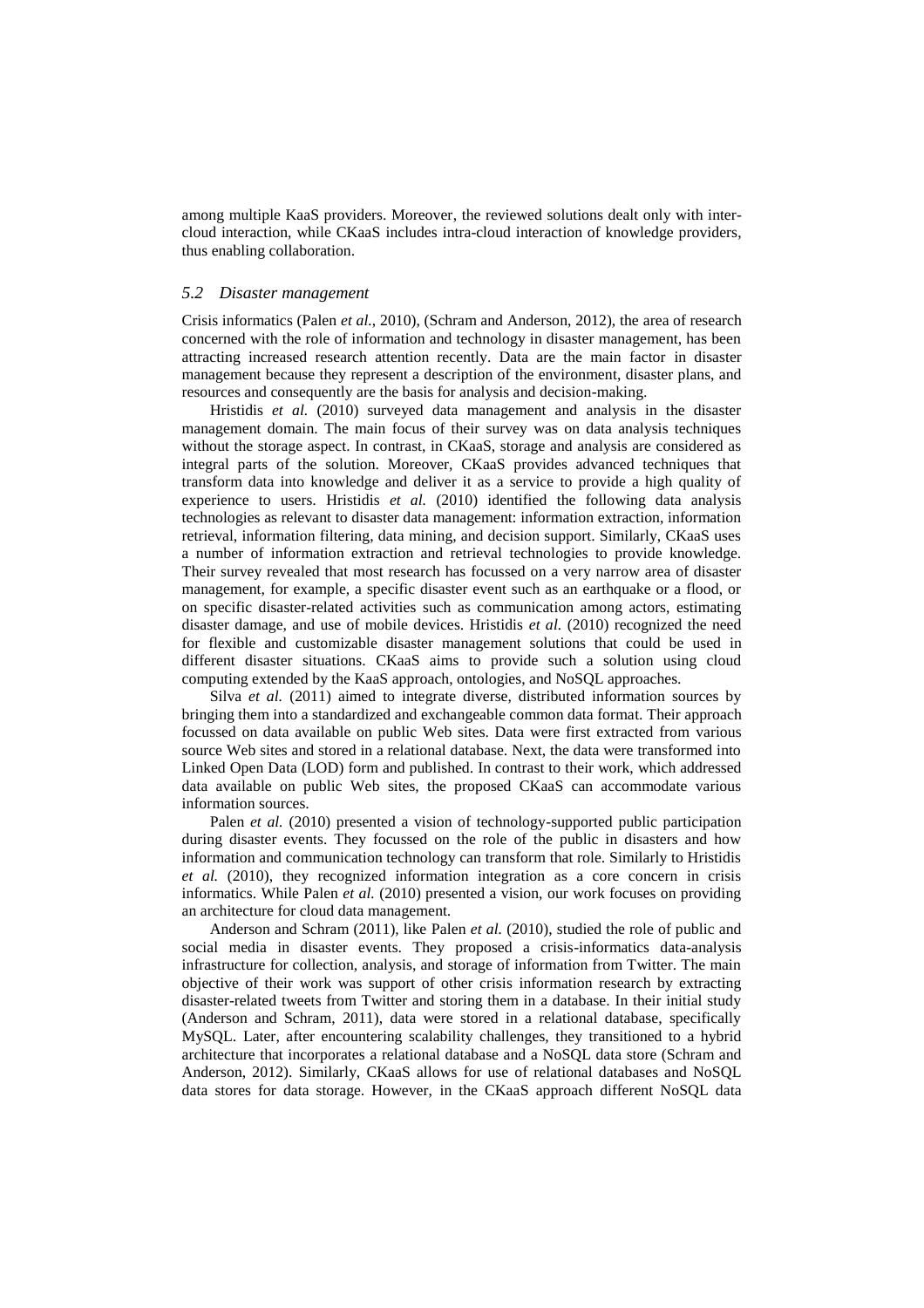among multiple KaaS providers. Moreover, the reviewed solutions dealt only with inter-cloud interaction, while CKaaS includes intra-cloud interaction of knowledge providers, thus enabling collaboration.

### *5.2 Disaster management*

Crisis informatics (Palen *et al.*, 2010), (Schram and Anderson, 2012), the area of research concerned with the role of information and technology in disaster management, has been attracting increased research attention recently. Data are the main factor in disaster management because they represent a description of the environment, disaster plans, and resources and consequently are the basis for analysis and decision-making.

Hristidis *et al.* (2010) surveyed data management and analysis in the disaster management domain. The main focus of their survey was on data analysis techniques without the storage aspect. In contrast, in CKaaS, storage and analysis are considered as integral parts of the solution. Moreover, CKaaS provides advanced techniques that transform data into knowledge and deliver it as a service to provide a high quality of experience to users. Hristidis *et al.* (2010) identified the following data analysis technologies as relevant to disaster data management: information extraction, information retrieval, information filtering, data mining, and decision support. Similarly, CKaaS uses a number of information extraction and retrieval technologies to provide knowledge. Their survey revealed that most research has focussed on a very narrow area of disaster management, for example, a specific disaster event such as an earthquake or a flood, or on specific disaster-related activities such as communication among actors, estimating disaster damage, and use of mobile devices. Hristidis *et al.* (2010) recognized the need for flexible and customizable disaster management solutions that could be used in different disaster situations. CKaaS aims to provide such a solution using cloud computing extended by the KaaS approach, ontologies, and NoSQL approaches.

Silva *et al.* (2011) aimed to integrate diverse, distributed information sources by bringing them into a standardized and exchangeable common data format. Their approach focussed on data available on public Web sites. Data were first extracted from various source Web sites and stored in a relational database. Next, the data were transformed into Linked Open Data (LOD) form and published. In contrast to their work, which addressed data available on public Web sites, the proposed CKaaS can accommodate various information sources.

Palen *et al.* (2010) presented a vision of technology-supported public participation during disaster events. They focussed on the role of the public in disasters and how information and communication technology can transform that role. Similarly to Hristidis *et al.* (2010), they recognized information integration as a core concern in crisis informatics. While Palen *et al.* (2010) presented a vision, our work focuses on providing an architecture for cloud data management.

Anderson and Schram (2011), like Palen *et al.* (2010), studied the role of public and social media in disaster events. They proposed a crisis-informatics data-analysis infrastructure for collection, analysis, and storage of information from Twitter. The main objective of their work was support of other crisis information research by extracting disaster-related tweets from Twitter and storing them in a database. In their initial study (Anderson and Schram, 2011), data were stored in a relational database, specifically MySQL. Later, after encountering scalability challenges, they transitioned to a hybrid architecture that incorporates a relational database and a NoSQL data store (Schram and Anderson, 2012). Similarly, CKaaS allows for use of relational databases and NoSQL data stores for data storage. However, in the CKaaS approach different NoSQL data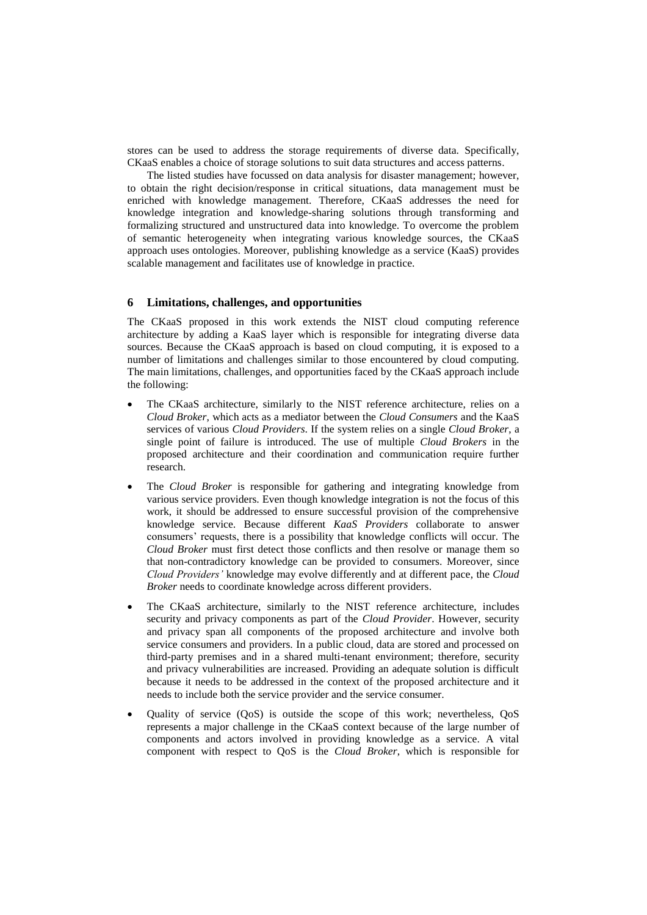stores can be used to address the storage requirements of diverse data. Specifically, CKaaS enables a choice of storage solutions to suit data structures and access patterns.

The listed studies have focussed on data analysis for disaster management; however, to obtain the right decision/response in critical situations, data management must be enriched with knowledge management. Therefore, CKaaS addresses the need for knowledge integration and knowledge-sharing solutions through transforming and formalizing structured and unstructured data into knowledge. To overcome the problem of semantic heterogeneity when integrating various knowledge sources, the CKaaS approach uses ontologies. Moreover, publishing knowledge as a service (KaaS) provides scalable management and facilitates use of knowledge in practice.

## 6 Limitations, challenges, and opportunities

The CKaaS proposed in this work extends the NIST cloud computing reference architecture by adding a KaaS layer which is responsible for integrating diverse data sources. Because the CKaaS approach is based on cloud computing, it is exposed to a number of limitations and challenges similar to those encountered by cloud computing. The main limitations, challenges, and opportunities faced by the CKaaS approach include the following:

- The CKaaS architecture, similarly to the NIST reference architecture, relies on a *Cloud Broker*, which acts as a mediator between the *Cloud Consumers* and the KaaS services of various *Cloud Providers*. If the system relies on a single *Cloud Broker*, a single point of failure is introduced. The use of multiple *Cloud Brokers* in the proposed architecture and their coordination and communication require further research.
- The *Cloud Broker* is responsible for gathering and integrating knowledge from various service providers. Even though knowledge integration is not the focus of this work, it should be addressed to ensure successful provision of the comprehensive knowledge service. Because different *KaaS Providers* collaborate to answer consumers' requests, there is a possibility that knowledge conflicts will occur. The *Cloud Broker* must first detect those conflicts and then resolve or manage them so that non-contradictory knowledge can be provided to consumers. Moreover, since *Cloud Providers'* knowledge may evolve differently and at different pace, the *Cloud Broker* needs to coordinate knowledge across different providers.
- The CKaaS architecture, similarly to the NIST reference architecture, includes security and privacy components as part of the *Cloud Provider*. However, security and privacy span all components of the proposed architecture and involve both service consumers and providers. In a public cloud, data are stored and processed on third-party premises and in a shared multi-tenant environment; therefore, security and privacy vulnerabilities are increased. Providing an adequate solution is difficult because it needs to be addressed in the context of the proposed architecture and it needs to include both the service provider and the service consumer.
- Quality of service (QoS) is outside the scope of this work; nevertheless, QoS represents a major challenge in the CKaaS context because of the large number of components and actors involved in providing knowledge as a service. A vital component with respect to QoS is the *Cloud Broker*, which is responsible for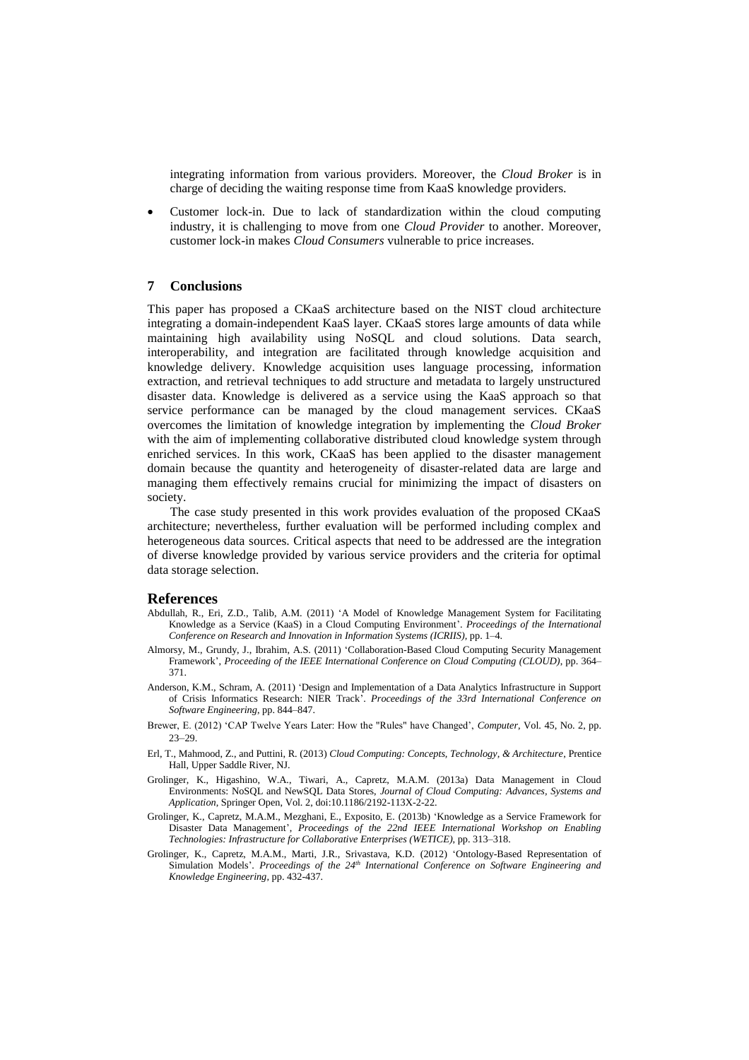integrating information from various providers. Moreover, the *Cloud Broker* is in charge of deciding the waiting response time from KaaS knowledge providers.

- Customer lock-in. Due to lack of standardization within the cloud computing industry, it is challenging to move from one *Cloud Provider* to another. Moreover, customer lock-in makes *Cloud Consumers* vulnerable to price increases.

## 7 Conclusions

This paper has proposed a CKaaS architecture based on the NIST cloud architecture integrating a domain-independent KaaS layer. CKaaS stores large amounts of data while maintaining high availability using NoSQL and cloud solutions. Data search, interoperability, and integration are facilitated through knowledge acquisition and knowledge delivery. Knowledge acquisition uses language processing, information extraction, and retrieval techniques to add structure and metadata to largely unstructured disaster data. Knowledge is delivered as a service using the KaaS approach so that service performance can be managed by the cloud management services. CKaaS overcomes the limitation of knowledge integration by implementing the *Cloud Broker* with the aim of implementing collaborative distributed cloud knowledge system through enriched services. In this work, CKaaS has been applied to the disaster management domain because the quantity and heterogeneity of disaster-related data are large and managing them effectively remains crucial for minimizing the impact of disasters on society.

The case study presented in this work provides evaluation of the proposed CKaaS architecture; nevertheless, further evaluation will be performed including complex and heterogeneous data sources. Critical aspects that need to be addressed are the integration of diverse knowledge provided by various service providers and the criteria for optimal data storage selection.

## References

Abdullah, R., Eri, Z.D., Talib, A.M. (2011) 'A Model of Knowledge Management System for Facilitating Knowledge as a Service (KaaS) in a Cloud Computing Environment'. *Proceedings of the International Conference on Research and Innovation in Information Systems (ICRIIS)*, pp. 1–4.

Almorsy, M., Grundy, J., Ibrahim, A.S. (2011) 'Collaboration-Based Cloud Computing Security Management Framework', *Proceeding of the IEEE International Conference on Cloud Computing (CLOUD)*, pp. 364–371.

Anderson, K.M., Schram, A. (2011) 'Design and Implementation of a Data Analytics Infrastructure in Support of Crisis Informatics Research: NIER Track'. *Proceedings of the 33rd International Conference on Software Engineering*, pp. 844–847.

Brewer, E. (2012) 'CAP Twelve Years Later: How the "Rules" have Changed', *Computer*, Vol. 45, No. 2, pp. 23–29.

Erl, T., Mahmood, Z., and Puttini, R. (2013) *Cloud Computing: Concepts, Technology, & Architecture*, Prentice Hall, Upper Saddle River, NJ.

Grolinger, K., Higashino, W.A., Tiwari, A., Capretz, M.A.M. (2013a) Data Management in Cloud Environments: NoSQL and NewSQL Data Stores, *Journal of Cloud Computing: Advances, Systems and Application*, Springer Open, Vol. 2, doi:10.1186/2192-113X-2-22.

Grolinger, K., Capretz, M.A.M., Mezghani, E., Exposito, E. (2013b) 'Knowledge as a Service Framework for Disaster Data Management', *Proceedings of the 22nd IEEE International Workshop on Enabling Technologies: Infrastructure for Collaborative Enterprises (WETICE)*, pp. 313–318.

Grolinger, K., Capretz, M.A.M., Marti, J.R., Srivastava, K.D. (2012) 'Ontology-Based Representation of Simulation Models'. *Proceedings of the 24th International Conference on Software Engineering and Knowledge Engineering*, pp. 432-437.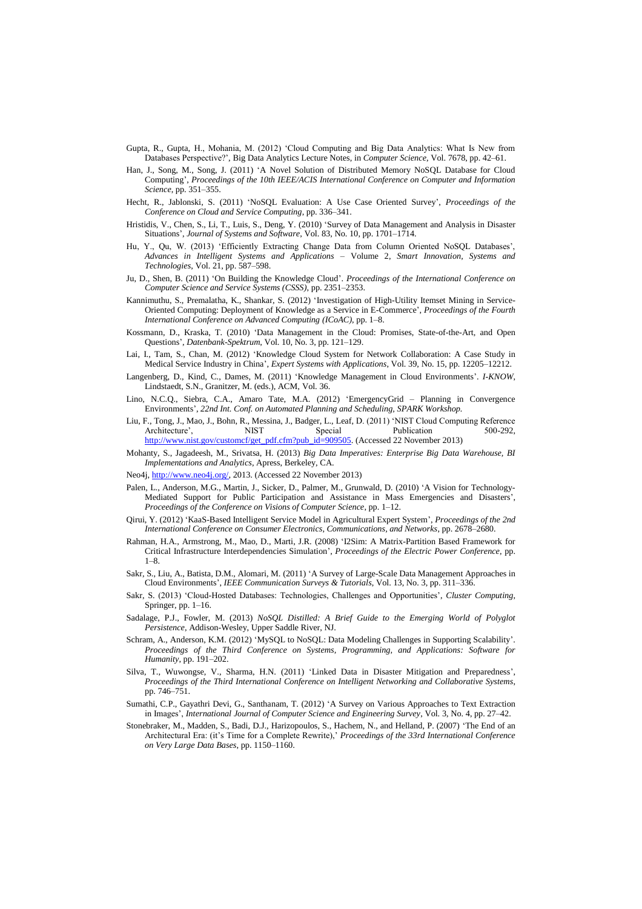Gupta, R., Gupta, H., Mohania, M. (2012) 'Cloud Computing and Big Data Analytics: What Is New from Databases Perspective?', Big Data Analytics Lecture Notes, in *Computer Science*, Vol. 7678, pp. 42–61.

Han, J., Song, M., Song, J. (2011) 'A Novel Solution of Distributed Memory NoSQL Database for Cloud Computing', *Proceedings of the 10th IEEE/ACIS International Conference on Computer and Information Science*, pp. 351–355.

Hecht, R., Jablonski, S. (2011) 'NoSQL Evaluation: A Use Case Oriented Survey', *Proceedings of the Conference on Cloud and Service Computing*, pp. 336–341.

Hristidis, V., Chen, S., Li, T., Luis, S., Deng, Y. (2010) 'Survey of Data Management and Analysis in Disaster Situations', *Journal of Systems and Software*, Vol. 83, No. 10, pp. 1701–1714.

Hu, Y., Qu, W. (2013) 'Efficiently Extracting Change Data from Column Oriented NoSQL Databases', *Advances in Intelligent Systems and Applications* – Volume 2, *Smart Innovation, Systems and Technologies*, Vol. 21, pp. 587–598.

Ju, D., Shen, B. (2011) 'On Building the Knowledge Cloud'. *Proceedings of the International Conference on Computer Science and Service Systems (CSSS)*, pp. 2351–2353.

Kannimuthu, S., Premalatha, K., Shankar, S. (2012) 'Investigation of High-Utility Itemset Mining in Service-Oriented Computing: Deployment of Knowledge as a Service in E-Commerce', *Proceedings of the Fourth International Conference on Advanced Computing (ICoAC)*, pp. 1–8.

Kossmann, D., Kraska, T. (2010) 'Data Management in the Cloud: Promises, State-of-the-Art, and Open Questions', *Datenbank-Spektrum*, Vol. 10, No. 3, pp. 121–129.

Lai, I., Tam, S., Chan, M. (2012) 'Knowledge Cloud System for Network Collaboration: A Case Study in Medical Service Industry in China', *Expert Systems with Applications*, Vol. 39, No. 15, pp. 12205–12212.

Langenberg, D., Kind, C., Dames, M. (2011) 'Knowledge Management in Cloud Environments'. *I-KNOW*, Lindstaedt, S.N., Granitzer, M. (eds.), ACM, Vol. 36.

Lino, N.C.Q., Siebra, C.A., Amaro Tate, M.A. (2012) 'EmergencyGrid – Planning in Convergence Environments', *22nd Int. Conf. on Automated Planning and Scheduling, SPARK Workshop.*

Liu, F., Tong, J., Mao, J., Bohn, R., Messina, J., Badger, L., Leaf, D. (2011) 'NIST Cloud Computing Reference Architecture', NIST Special Publication 500-292, http://www.nist.gov/customcf/get_pdf.cfm?pub_id=909505. (Accessed 22 November 2013)

Mohanty, S., Jagadeesh, M., Srivatsa, H. (2013) *Big Data Imperatives: Enterprise Big Data Warehouse, BI Implementations and Analytics*, Apress, Berkeley, CA.

Neo4j, http://www.neo4j.org/, 2013. (Accessed 22 November 2013)

Palen, L., Anderson, M.G., Martin, J., Sicker, D., Palmer, M., Grunwald, D. (2010) 'A Vision for Technology-Mediated Support for Public Participation and Assistance in Mass Emergencies and Disasters', *Proceedings of the Conference on Visions of Computer Science*, pp. 1–12.

Qirui, Y. (2012) 'KaaS-Based Intelligent Service Model in Agricultural Expert System', *Proceedings of the 2nd International Conference on Consumer Electronics, Communications, and Networks*, pp. 2678–2680.

Rahman, H.A., Armstrong, M., Mao, D., Marti, J.R. (2008) 'I2Sim: A Matrix-Partition Based Framework for Critical Infrastructure Interdependencies Simulation', *Proceedings of the Electric Power Conference*, pp. 1–8.

Sakr, S., Liu, A., Batista, D.M., Alomari, M. (2011) 'A Survey of Large-Scale Data Management Approaches in Cloud Environments', *IEEE Communication Surveys & Tutorials*, Vol. 13, No. 3, pp. 311–336.

Sakr, S. (2013) 'Cloud-Hosted Databases: Technologies, Challenges and Opportunities', *Cluster Computing*, Springer, pp. 1–16.

Sadalage, P.J., Fowler, M. (2013) *NoSQL Distilled: A Brief Guide to the Emerging World of Polyglot Persistence*, Addison-Wesley, Upper Saddle River, NJ.

Schram, A., Anderson, K.M. (2012) 'MySQL to NoSQL: Data Modeling Challenges in Supporting Scalability'. *Proceedings of the Third Conference on Systems, Programming, and Applications: Software for Humanity*, pp. 191–202.

Silva, T., Wuwongse, V., Sharma, H.N. (2011) 'Linked Data in Disaster Mitigation and Preparedness', *Proceedings of the Third International Conference on Intelligent Networking and Collaborative Systems*, pp. 746–751.

Sumathi, C.P., Gayathri Devi, G., Santhanam, T. (2012) 'A Survey on Various Approaches to Text Extraction in Images', *International Journal of Computer Science and Engineering Survey*, Vol. 3, No. 4, pp. 27–42.

Stonebraker, M., Madden, S., Badi, D.J., Harizopoulos, S., Hachem, N., and Helland, P. (2007) 'The End of an Architectural Era: (it's Time for a Complete Rewrite),' *Proceedings of the 33rd International Conference on Very Large Data Bases*, pp. 1150–1160.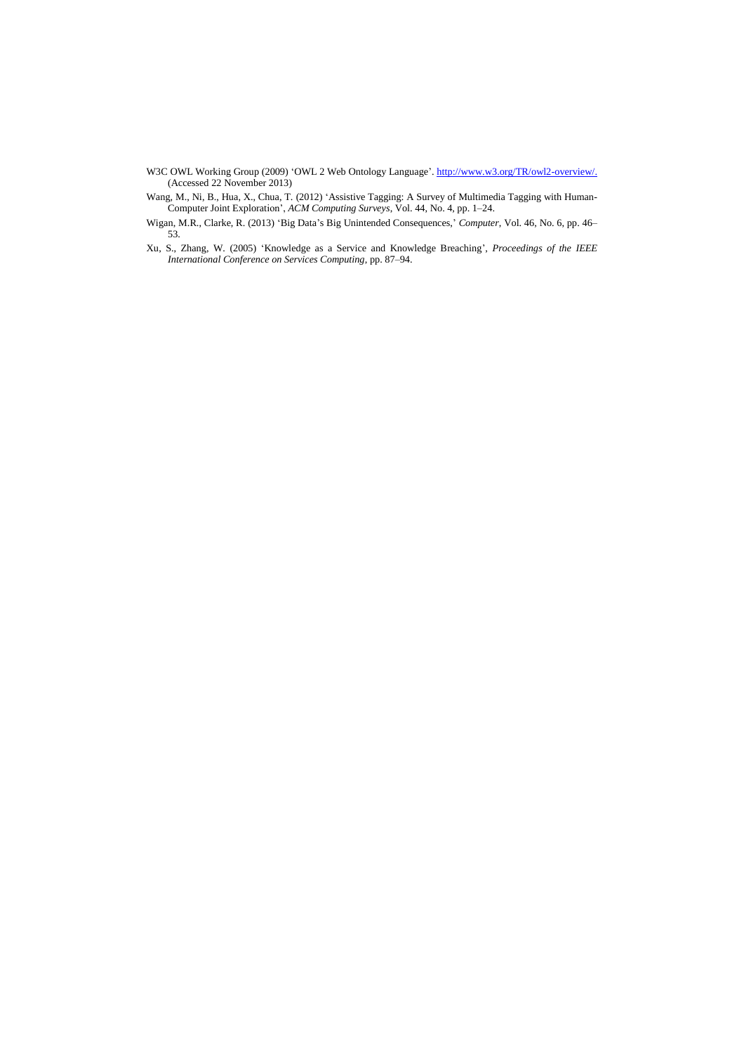W3C OWL Working Group (2009) 'OWL 2 Web Ontology Language'. http://www.w3.org/TR/owl2-overview/. (Accessed 22 November 2013)

Wang, M., Ni, B., Hua, X., Chua, T. (2012) 'Assistive Tagging: A Survey of Multimedia Tagging with Human-Computer Joint Exploration', *ACM Computing Surveys*, Vol. 44, No. 4, pp. 1–24.

Wigan, M.R., Clarke, R. (2013) 'Big Data's Big Unintended Consequences,' *Computer*, Vol. 46, No. 6, pp. 46–53.

Xu, S., Zhang, W. (2005) 'Knowledge as a Service and Knowledge Breaching', *Proceedings of the IEEE International Conference on Services Computing*, pp. 87–94.